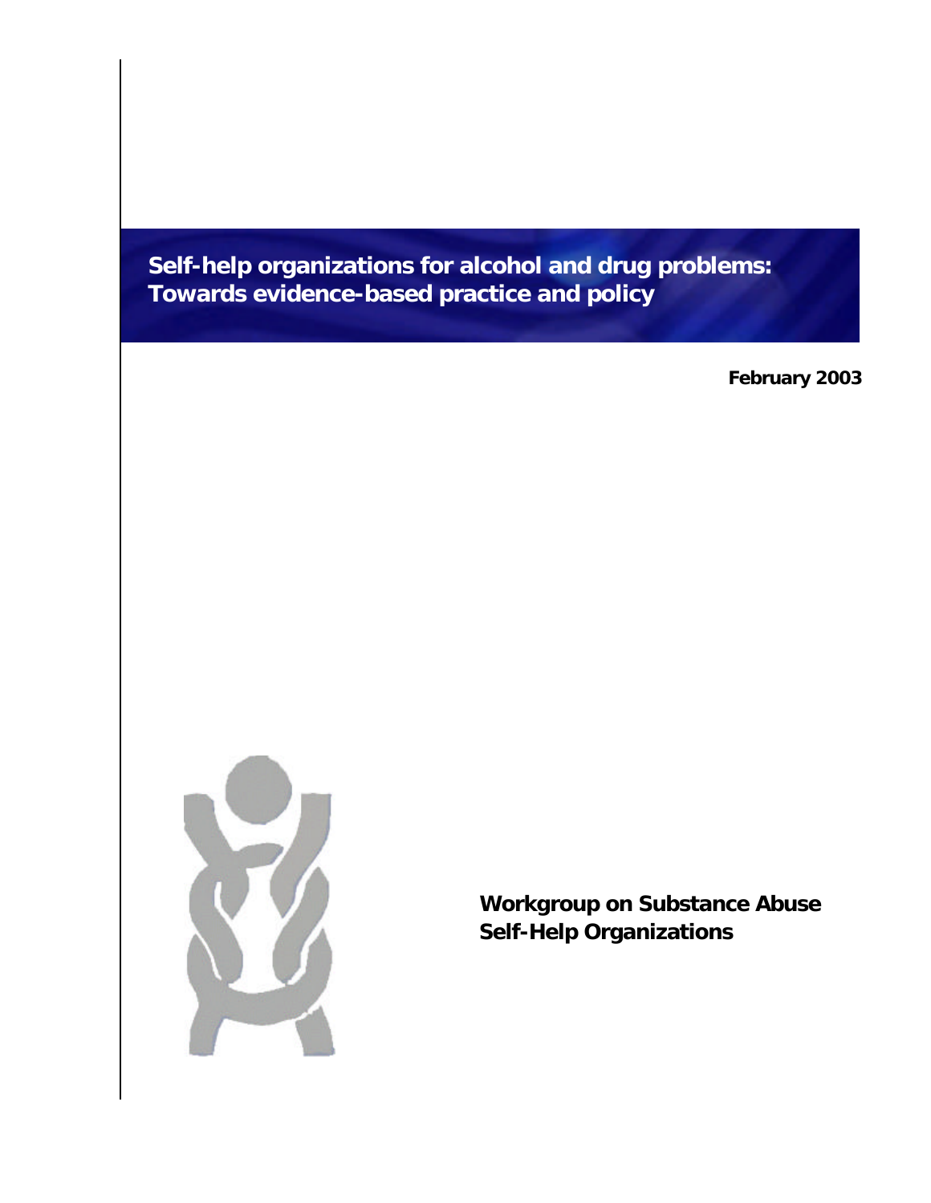# Self-help organizations for alcohol and drug problems: Towards evidence-based practice and policy

**February 2003**

**Workgroup on Substance Abuse Self-Help Organizations**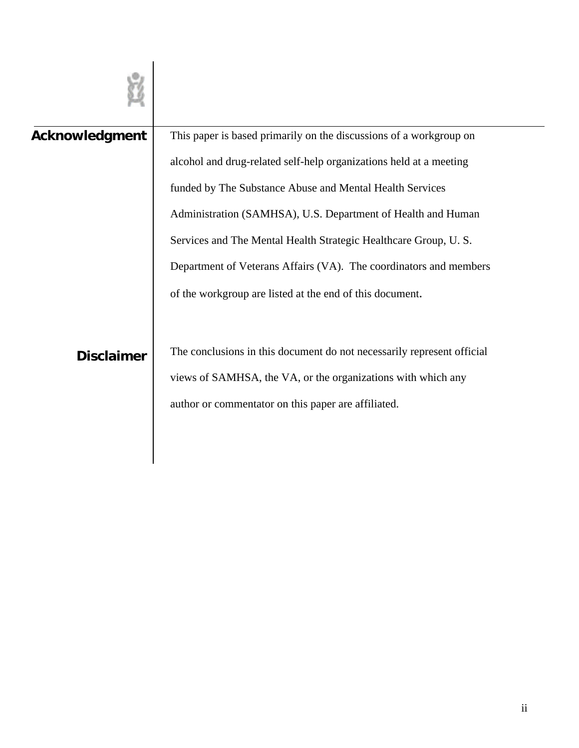## Acknowledgment

This paper is based primarily on the discussions of a workgroup on alcohol and drug-related self-help organizations held at a meeting funded by The Substance Abuse and Mental Health Services Administration (SAMHSA), U.S. Department of Health and Human Services and The Mental Health Strategic Healthcare Group, U. S. Department of Veterans Affairs (VA). The coordinators and members of the workgroup are listed at the end of this document.

## Disclaimer

The conclusions in this document do not necessarily represent official views of SAMHSA, the VA, or the organizations with which any author or commentator on this paper are affiliated.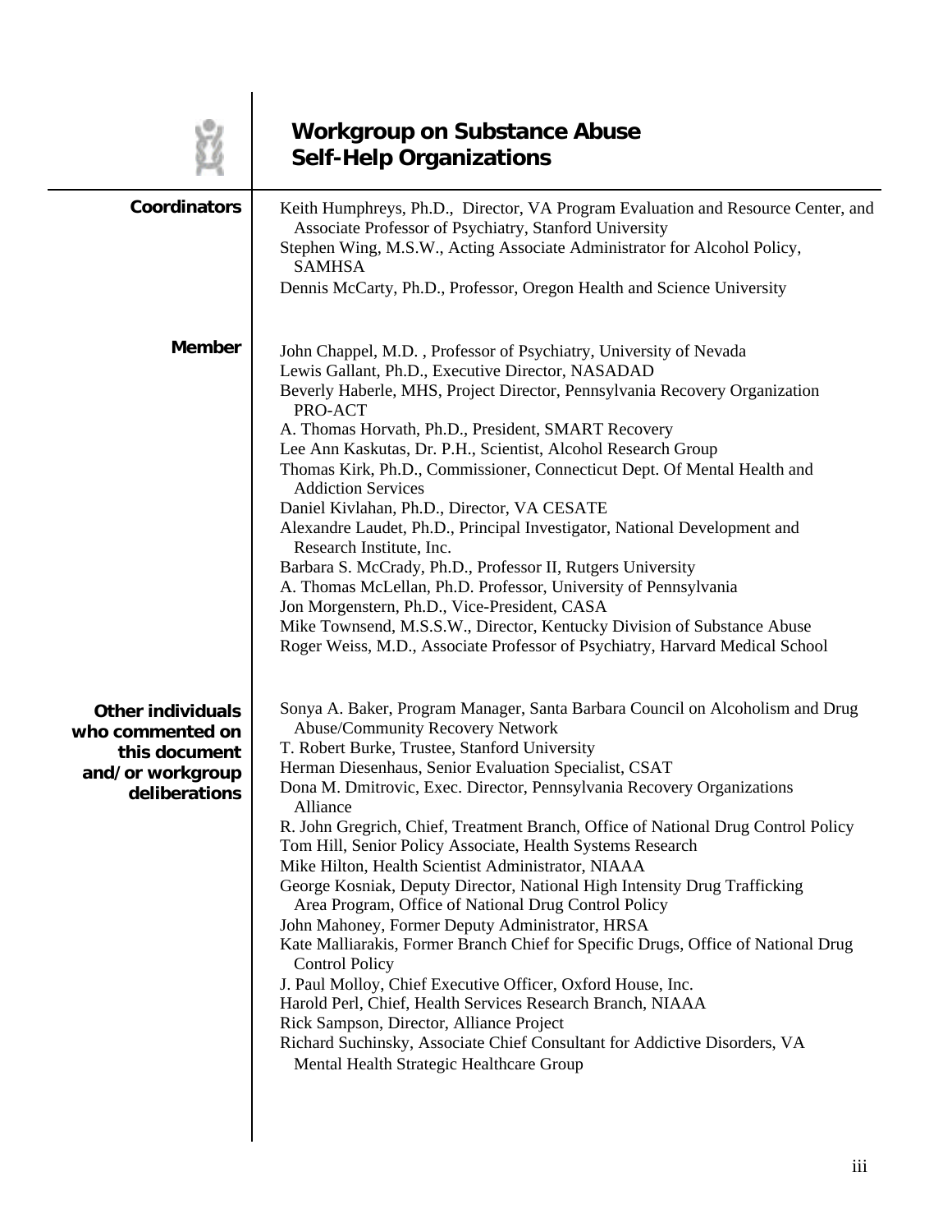# Workgroup on Substance Abuse Self-Help Organizations

**Coordinators**

Keith Humphreys, Ph.D., Director, VA Program Evaluation and Resource Center, and Associate Professor of Psychiatry, Stanford University
Stephen Wing, M.S.W., Acting Associate Administrator for Alcohol Policy, SAMHSA
Dennis McCarty, Ph.D., Professor, Oregon Health and Science University

**Member**

John Chappel, M.D. , Professor of Psychiatry, University of Nevada
Lewis Gallant, Ph.D., Executive Director, NASADAD
Beverly Haberle, MHS, Project Director, Pennsylvania Recovery Organization PRO-ACT
A. Thomas Horvath, Ph.D., President, SMART Recovery
Lee Ann Kaskutas, Dr. P.H., Scientist, Alcohol Research Group
Thomas Kirk, Ph.D., Commissioner, Connecticut Dept. Of Mental Health and Addiction Services
Daniel Kivlahan, Ph.D., Director, VA CESATE
Alexandre Laudet, Ph.D., Principal Investigator, National Development and Research Institute, Inc.
Barbara S. McCrady, Ph.D., Professor II, Rutgers University
A. Thomas McLellan, Ph.D. Professor, University of Pennsylvania
Jon Morgenstern, Ph.D., Vice-President, CASA
Mike Townsend, M.S.S.W., Director, Kentucky Division of Substance Abuse
Roger Weiss, M.D., Associate Professor of Psychiatry, Harvard Medical School

**Other individuals who commented on this document and/or workgroup deliberations**

Sonya A. Baker, Program Manager, Santa Barbara Council on Alcoholism and Drug Abuse/Community Recovery Network
T. Robert Burke, Trustee, Stanford University
Herman Diesenhaus, Senior Evaluation Specialist, CSAT
Dona M. Dmitrovic, Exec. Director, Pennsylvania Recovery Organizations Alliance
R. John Gregrich, Chief, Treatment Branch, Office of National Drug Control Policy
Tom Hill, Senior Policy Associate, Health Systems Research
Mike Hilton, Health Scientist Administrator, NIAAA
George Kosniak, Deputy Director, National High Intensity Drug Trafficking Area Program, Office of National Drug Control Policy
John Mahoney, Former Deputy Administrator, HRSA
Kate Malliarakis, Former Branch Chief for Specific Drugs, Office of National Drug Control Policy
J. Paul Molloy, Chief Executive Officer, Oxford House, Inc.
Harold Perl, Chief, Health Services Research Branch, NIAAA
Rick Sampson, Director, Alliance Project
Richard Suchinsky, Associate Chief Consultant for Addictive Disorders, VA Mental Health Strategic Healthcare Group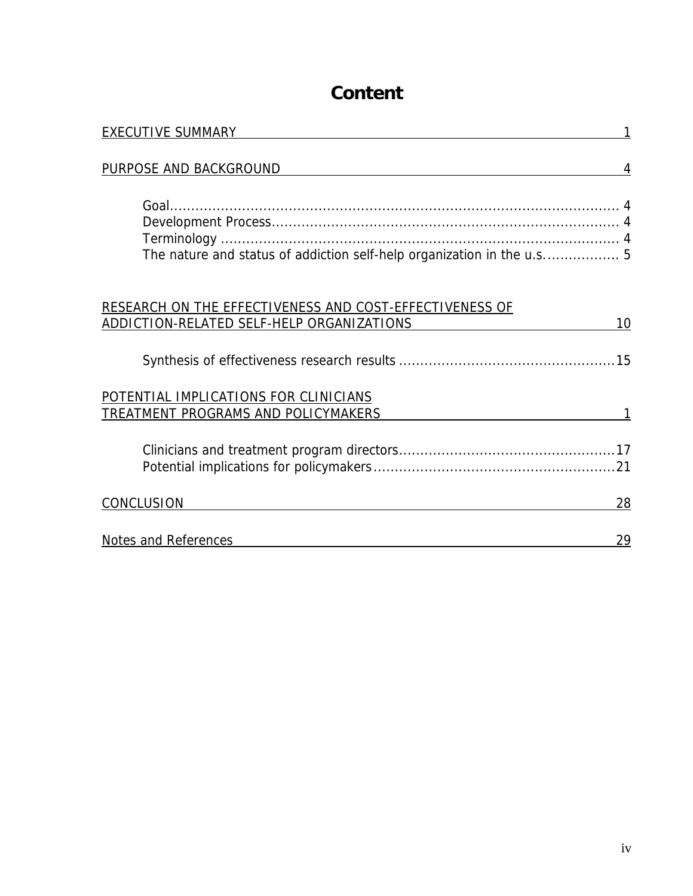# Content

EXECUTIVE SUMMARY 1

PURPOSE AND BACKGROUND 4

- Goal ........................................................................................................ 4
- Development Process ............................................................................ 4
- Terminology .......................................................................................... 4
- The nature and status of addiction self-help organization in the u.s. ................. 5

RESEARCH ON THE EFFECTIVENESS AND COST-EFFECTIVENESS OF ADDICTION-RELATED SELF-HELP ORGANIZATIONS 10

- Synthesis of effectiveness research results ..................................................15

POTENTIAL IMPLICATIONS FOR CLINICIANS TREATMENT PROGRAMS AND POLICYMAKERS 1

- Clinicians and treatment program directors..................................................17
- Potential implications for policymakers........................................................21

CONCLUSION 28

Notes and References 29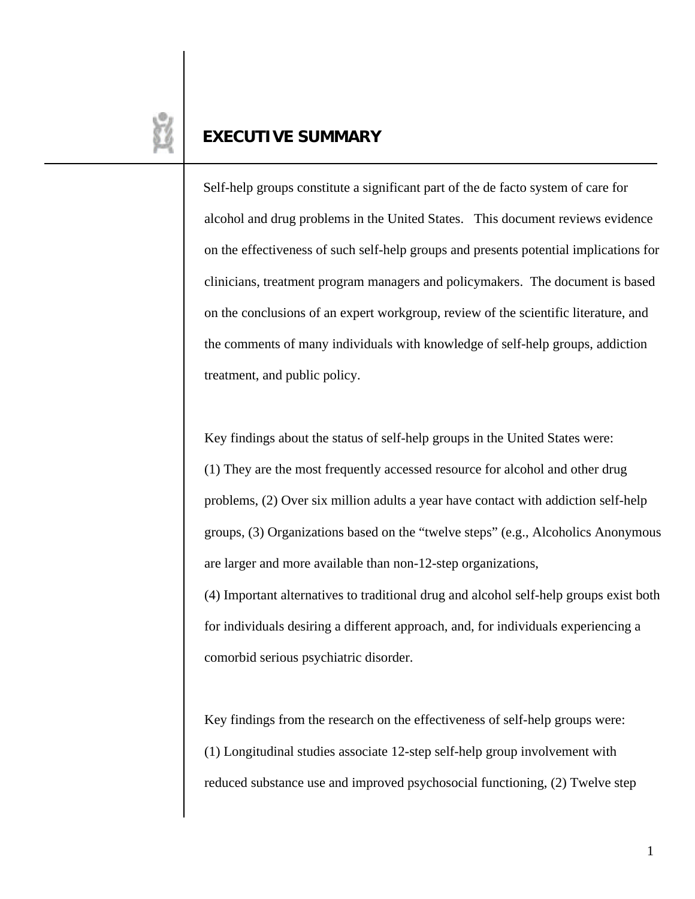# EXECUTIVE SUMMARY

Self-help groups constitute a significant part of the de facto system of care for alcohol and drug problems in the United States. This document reviews evidence on the effectiveness of such self-help groups and presents potential implications for clinicians, treatment program managers and policymakers. The document is based on the conclusions of an expert workgroup, review of the scientific literature, and the comments of many individuals with knowledge of self-help groups, addiction treatment, and public policy.

Key findings about the status of self-help groups in the United States were: (1) They are the most frequently accessed resource for alcohol and other drug problems, (2) Over six million adults a year have contact with addiction self-help groups, (3) Organizations based on the "twelve steps" (e.g., Alcoholics Anonymous are larger and more available than non-12-step organizations, (4) Important alternatives to traditional drug and alcohol self-help groups exist both for individuals desiring a different approach, and, for individuals experiencing a comorbid serious psychiatric disorder.

Key findings from the research on the effectiveness of self-help groups were: (1) Longitudinal studies associate 12-step self-help group involvement with reduced substance use and improved psychosocial functioning, (2) Twelve step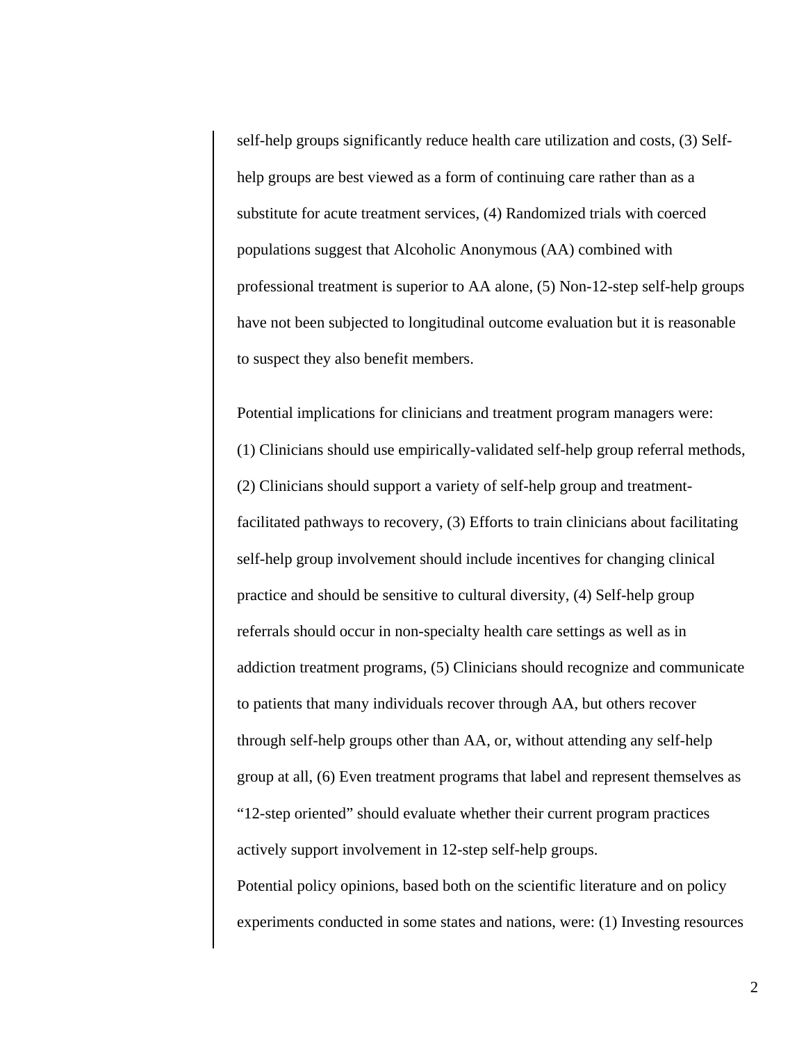self-help groups significantly reduce health care utilization and costs, (3) Self-help groups are best viewed as a form of continuing care rather than as a substitute for acute treatment services, (4) Randomized trials with coerced populations suggest that Alcoholic Anonymous (AA) combined with professional treatment is superior to AA alone, (5) Non-12-step self-help groups have not been subjected to longitudinal outcome evaluation but it is reasonable to suspect they also benefit members.

Potential implications for clinicians and treatment program managers were: (1) Clinicians should use empirically-validated self-help group referral methods, (2) Clinicians should support a variety of self-help group and treatment-facilitated pathways to recovery, (3) Efforts to train clinicians about facilitating self-help group involvement should include incentives for changing clinical practice and should be sensitive to cultural diversity, (4) Self-help group referrals should occur in non-specialty health care settings as well as in addiction treatment programs, (5) Clinicians should recognize and communicate to patients that many individuals recover through AA, but others recover through self-help groups other than AA, or, without attending any self-help group at all, (6) Even treatment programs that label and represent themselves as "12-step oriented" should evaluate whether their current program practices actively support involvement in 12-step self-help groups.

Potential policy opinions, based both on the scientific literature and on policy experiments conducted in some states and nations, were: (1) Investing resources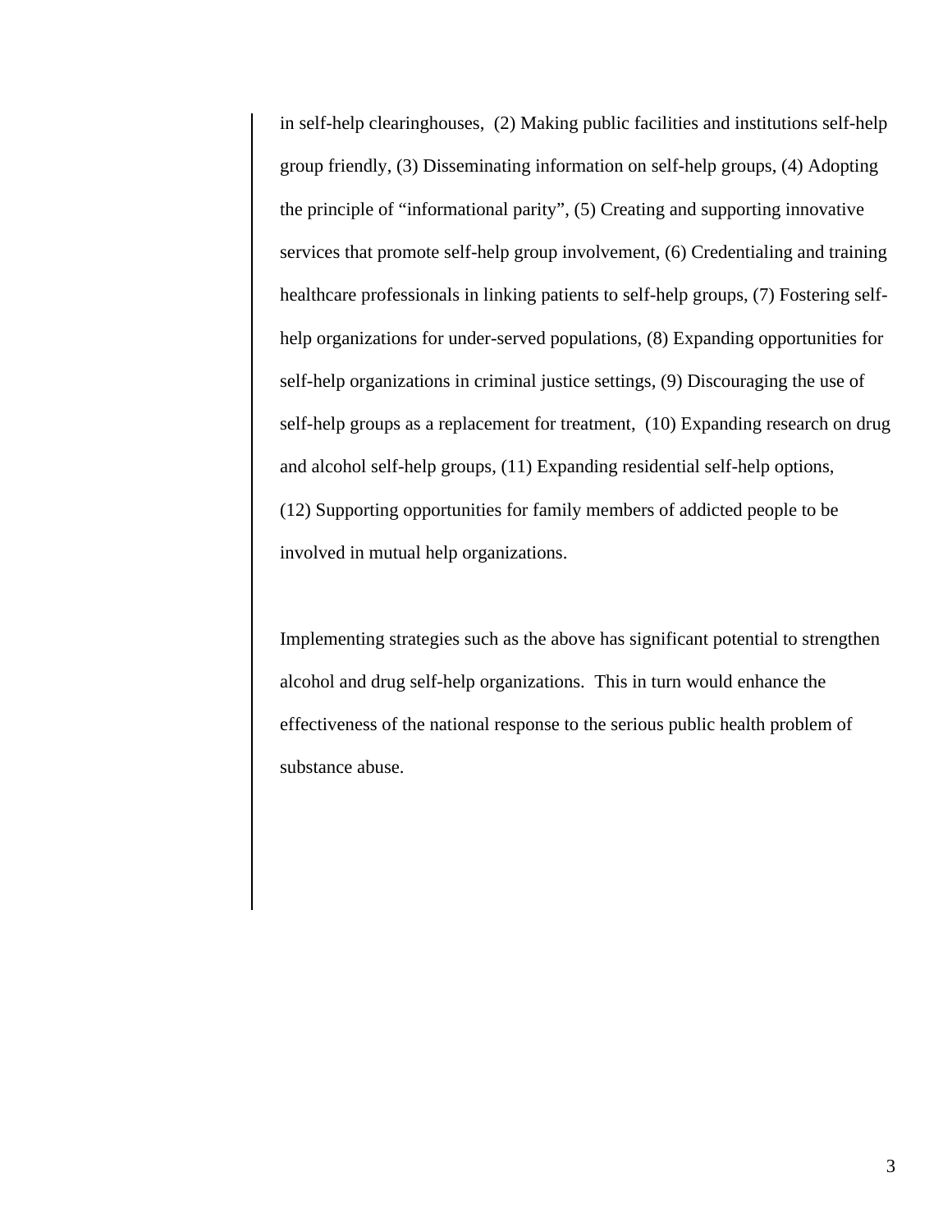in self-help clearinghouses, (2) Making public facilities and institutions self-help group friendly, (3) Disseminating information on self-help groups, (4) Adopting the principle of "informational parity", (5) Creating and supporting innovative services that promote self-help group involvement, (6) Credentialing and training healthcare professionals in linking patients to self-help groups, (7) Fostering self-help organizations for under-served populations, (8) Expanding opportunities for self-help organizations in criminal justice settings, (9) Discouraging the use of self-help groups as a replacement for treatment, (10) Expanding research on drug and alcohol self-help groups, (11) Expanding residential self-help options, (12) Supporting opportunities for family members of addicted people to be involved in mutual help organizations.

Implementing strategies such as the above has significant potential to strengthen alcohol and drug self-help organizations. This in turn would enhance the effectiveness of the national response to the serious public health problem of substance abuse.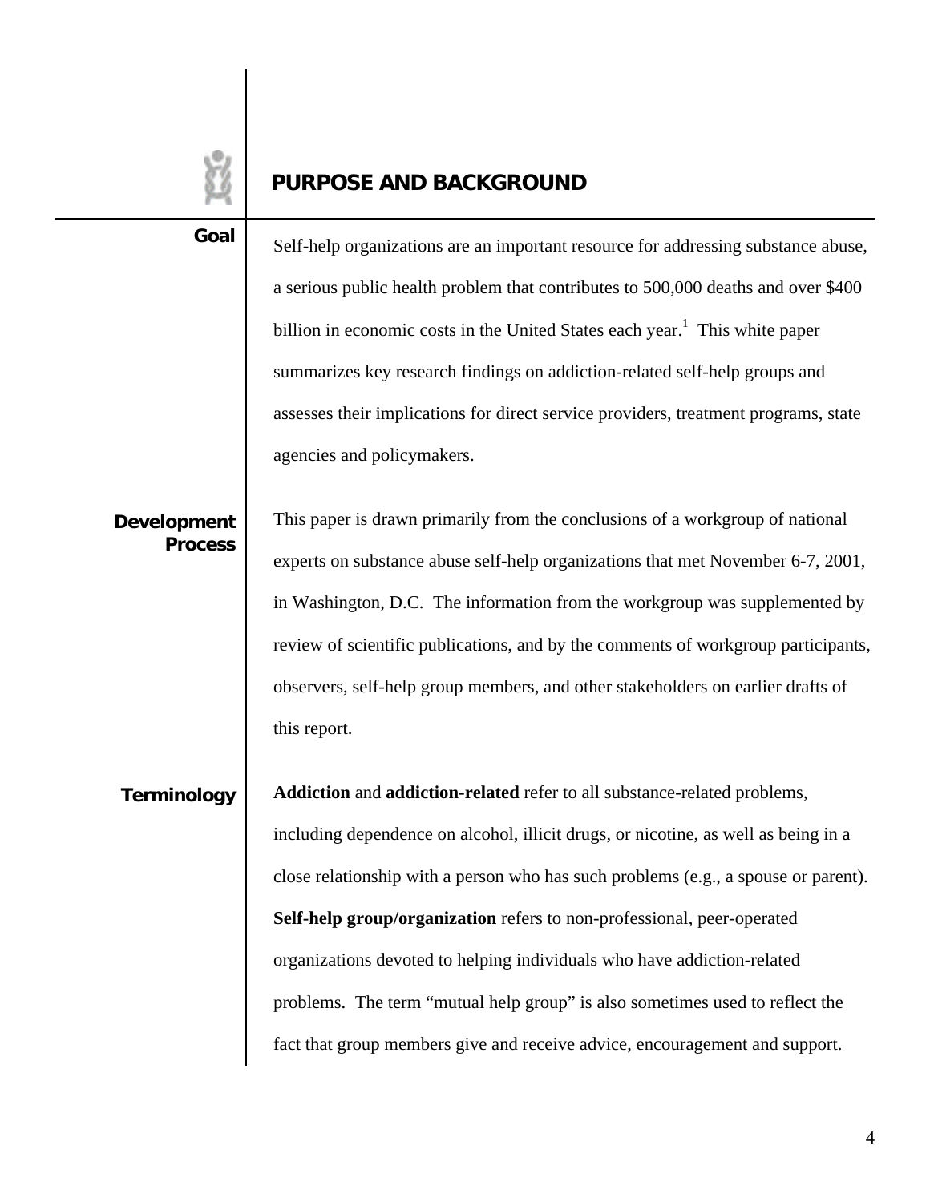## PURPOSE AND BACKGROUND

**Goal**

Self-help organizations are an important resource for addressing substance abuse, a serious public health problem that contributes to 500,000 deaths and over $400 billion in economic costs in the United States each year.[1] This white paper summarizes key research findings on addiction-related self-help groups and assesses their implications for direct service providers, treatment programs, state agencies and policymakers.

**Development Process**

This paper is drawn primarily from the conclusions of a workgroup of national experts on substance abuse self-help organizations that met November 6-7, 2001, in Washington, D.C. The information from the workgroup was supplemented by review of scientific publications, and by the comments of workgroup participants, observers, self-help group members, and other stakeholders on earlier drafts of this report.

**Terminology**

**Addiction** and **addiction-related** refer to all substance-related problems, including dependence on alcohol, illicit drugs, or nicotine, as well as being in a close relationship with a person who has such problems (e.g., a spouse or parent). **Self-help group/organization** refers to non-professional, peer-operated organizations devoted to helping individuals who have addiction-related problems. The term "mutual help group" is also sometimes used to reflect the fact that group members give and receive advice, encouragement and support.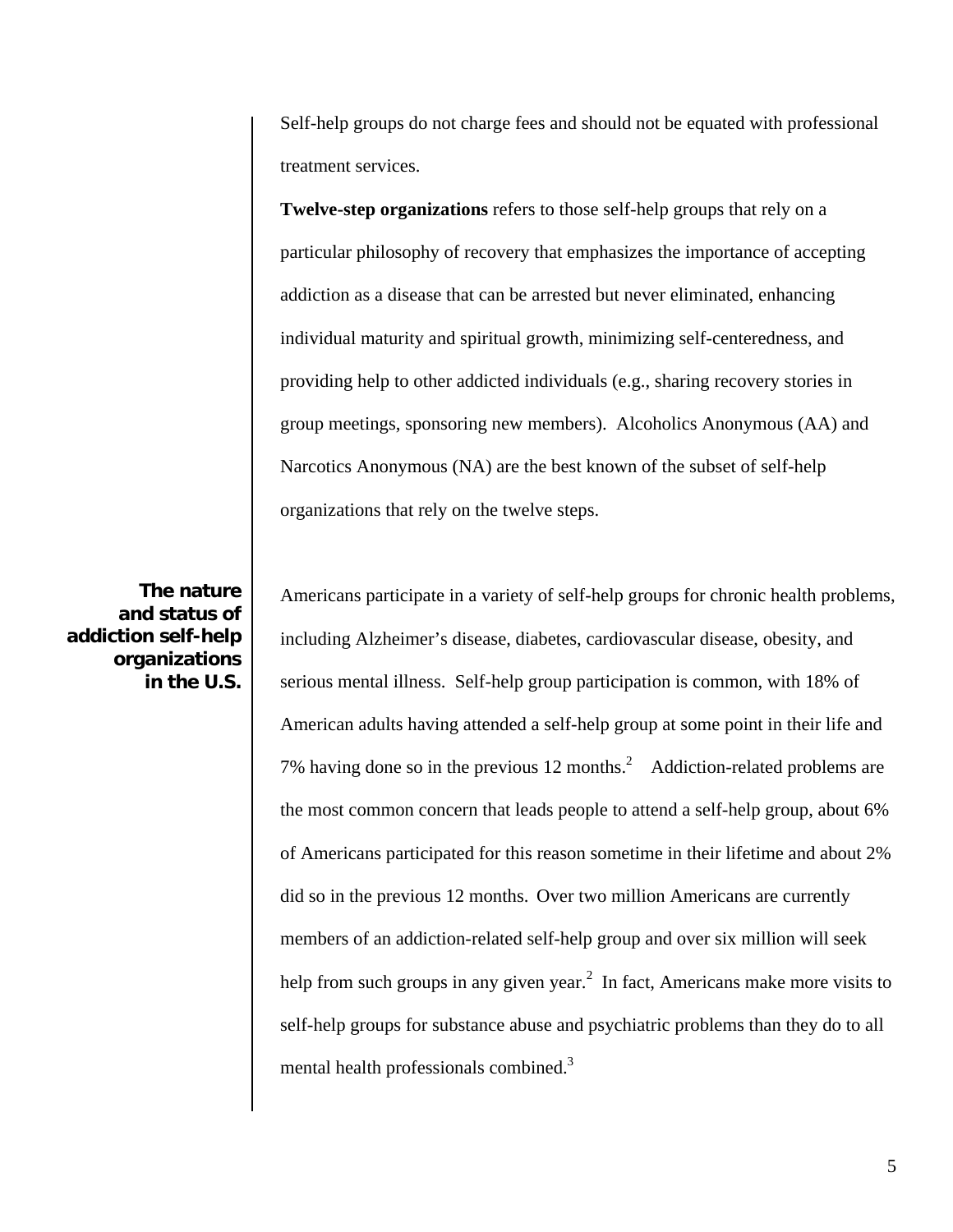Self-help groups do not charge fees and should not be equated with professional treatment services.

**Twelve-step organizations** refers to those self-help groups that rely on a particular philosophy of recovery that emphasizes the importance of accepting addiction as a disease that can be arrested but never eliminated, enhancing individual maturity and spiritual growth, minimizing self-centeredness, and providing help to other addicted individuals (e.g., sharing recovery stories in group meetings, sponsoring new members). Alcoholics Anonymous (AA) and Narcotics Anonymous (NA) are the best known of the subset of self-help organizations that rely on the twelve steps.

## The nature and status of addiction self-help organizations in the U.S.

Americans participate in a variety of self-help groups for chronic health problems, including Alzheimer's disease, diabetes, cardiovascular disease, obesity, and serious mental illness. Self-help group participation is common, with 18% of American adults having attended a self-help group at some point in their life and 7% having done so in the previous 12 months.[2] Addiction-related problems are the most common concern that leads people to attend a self-help group, about 6% of Americans participated for this reason sometime in their lifetime and about 2% did so in the previous 12 months. Over two million Americans are currently members of an addiction-related self-help group and over six million will seek help from such groups in any given year.[2] In fact, Americans make more visits to self-help groups for substance abuse and psychiatric problems than they do to all mental health professionals combined.[3]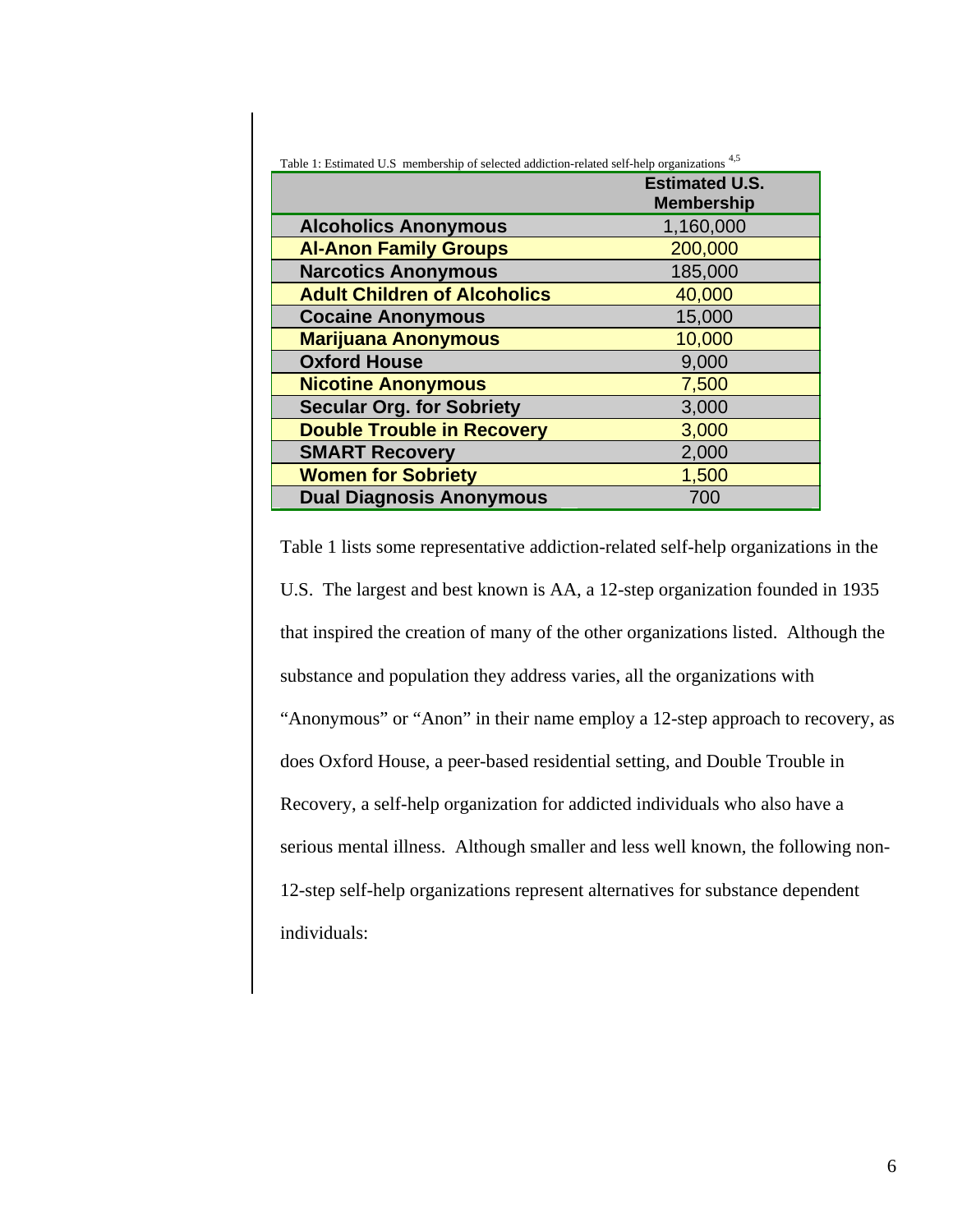Table 1: Estimated U.S membership of selected addiction-related self-help organizations [4,5]

| | Estimated U.S. Membership |
|---|---|
| **Alcoholics Anonymous** | 1,160,000 |
| **Al-Anon Family Groups** | 200,000 |
| **Narcotics Anonymous** | 185,000 |
| **Adult Children of Alcoholics** | 40,000 |
| **Cocaine Anonymous** | 15,000 |
| **Marijuana Anonymous** | 10,000 |
| **Oxford House** | 9,000 |
| **Nicotine Anonymous** | 7,500 |
| **Secular Org. for Sobriety** | 3,000 |
| **Double Trouble in Recovery** | 3,000 |
| **SMART Recovery** | 2,000 |
| **Women for Sobriety** | 1,500 |
| **Dual Diagnosis Anonymous** | 700 |

Table 1 lists some representative addiction-related self-help organizations in the U.S. The largest and best known is AA, a 12-step organization founded in 1935 that inspired the creation of many of the other organizations listed. Although the substance and population they address varies, all the organizations with "Anonymous" or "Anon" in their name employ a 12-step approach to recovery, as does Oxford House, a peer-based residential setting, and Double Trouble in Recovery, a self-help organization for addicted individuals who also have a serious mental illness. Although smaller and less well known, the following non-12-step self-help organizations represent alternatives for substance dependent individuals: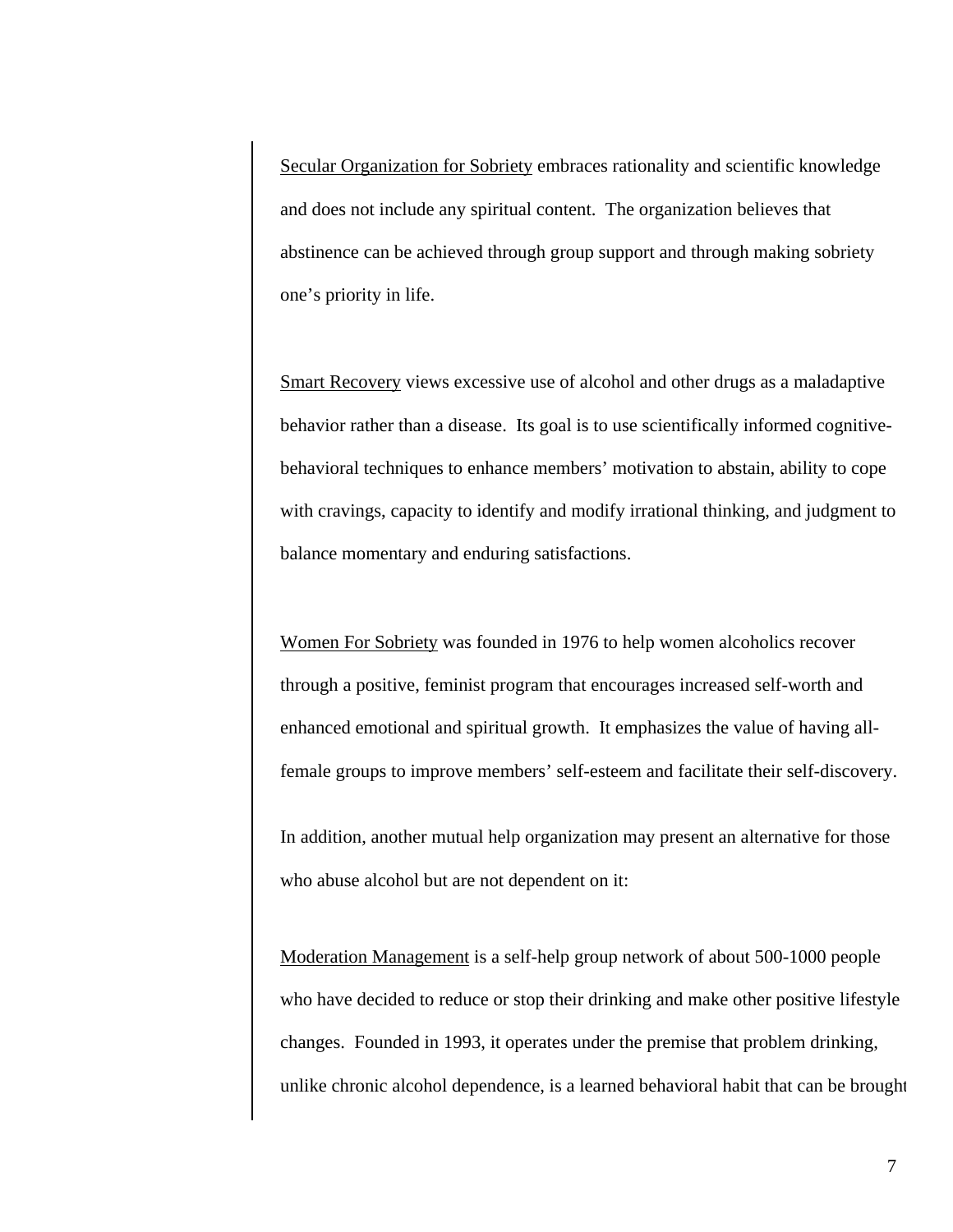<u>Secular Organization for Sobriety</u> embraces rationality and scientific knowledge and does not include any spiritual content. The organization believes that abstinence can be achieved through group support and through making sobriety one's priority in life.

<u>Smart Recovery</u> views excessive use of alcohol and other drugs as a maladaptive behavior rather than a disease. Its goal is to use scientifically informed cognitive-behavioral techniques to enhance members' motivation to abstain, ability to cope with cravings, capacity to identify and modify irrational thinking, and judgment to balance momentary and enduring satisfactions.

<u>Women For Sobriety</u> was founded in 1976 to help women alcoholics recover through a positive, feminist program that encourages increased self-worth and enhanced emotional and spiritual growth. It emphasizes the value of having all-female groups to improve members' self-esteem and facilitate their self-discovery.

In addition, another mutual help organization may present an alternative for those who abuse alcohol but are not dependent on it:

<u>Moderation Management</u> is a self-help group network of about 500-1000 people who have decided to reduce or stop their drinking and make other positive lifestyle changes. Founded in 1993, it operates under the premise that problem drinking, unlike chronic alcohol dependence, is a learned behavioral habit that can be brought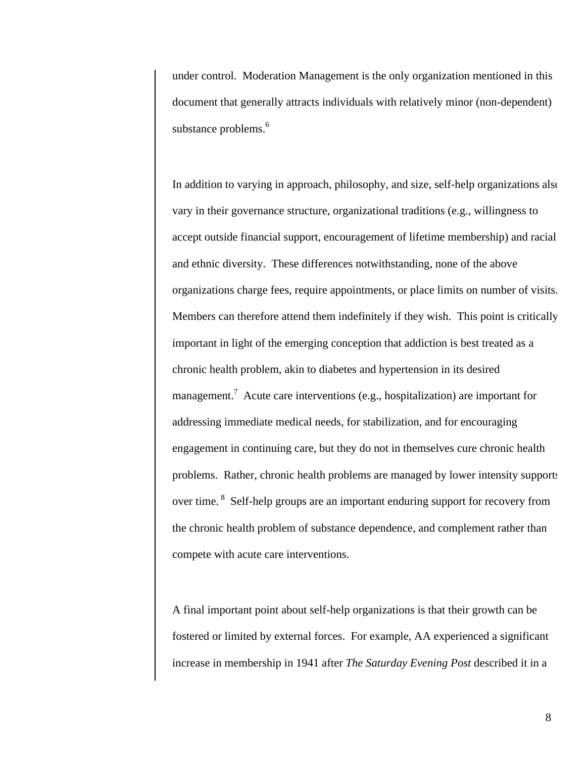under control. Moderation Management is the only organization mentioned in this document that generally attracts individuals with relatively minor (non-dependent) substance problems.[6]

In addition to varying in approach, philosophy, and size, self-help organizations also vary in their governance structure, organizational traditions (e.g., willingness to accept outside financial support, encouragement of lifetime membership) and racial and ethnic diversity. These differences notwithstanding, none of the above organizations charge fees, require appointments, or place limits on number of visits. Members can therefore attend them indefinitely if they wish. This point is critically important in light of the emerging conception that addiction is best treated as a chronic health problem, akin to diabetes and hypertension in its desired management.[7] Acute care interventions (e.g., hospitalization) are important for addressing immediate medical needs, for stabilization, and for encouraging engagement in continuing care, but they do not in themselves cure chronic health problems. Rather, chronic health problems are managed by lower intensity supports over time.[8] Self-help groups are an important enduring support for recovery from the chronic health problem of substance dependence, and complement rather than compete with acute care interventions.

A final important point about self-help organizations is that their growth can be fostered or limited by external forces. For example, AA experienced a significant increase in membership in 1941 after *The Saturday Evening Post* described it in a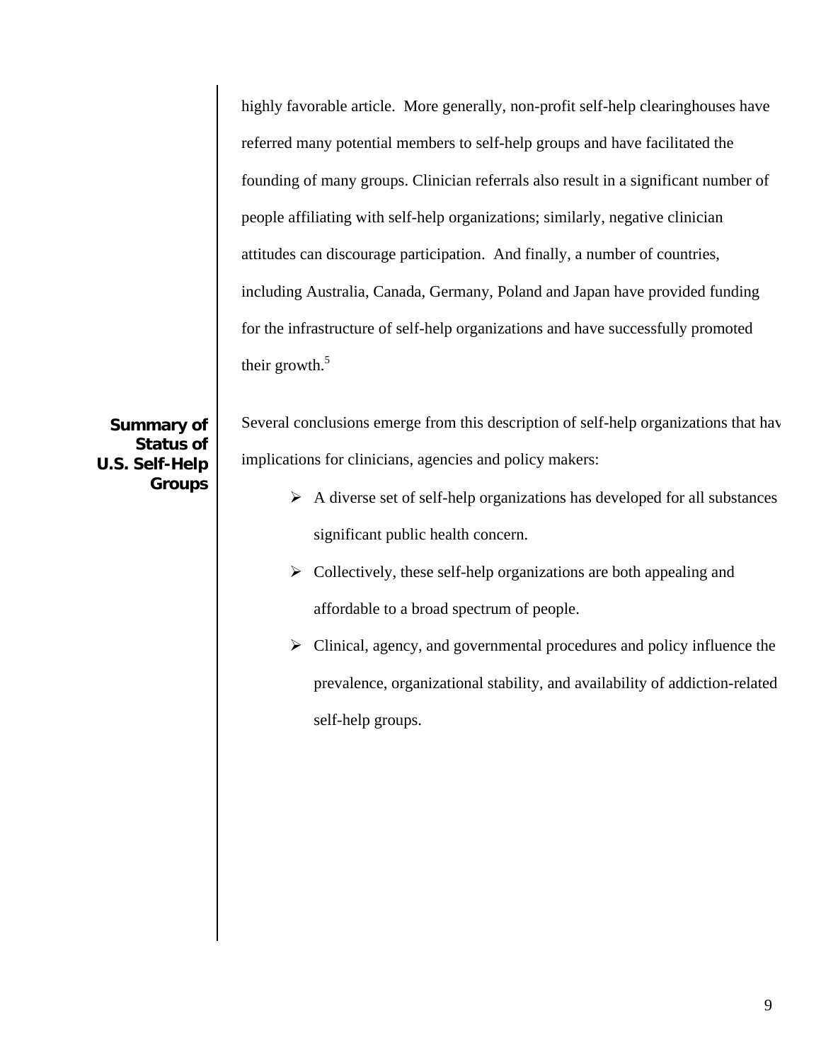highly favorable article. More generally, non-profit self-help clearinghouses have referred many potential members to self-help groups and have facilitated the founding of many groups. Clinician referrals also result in a significant number of people affiliating with self-help organizations; similarly, negative clinician attitudes can discourage participation. And finally, a number of countries, including Australia, Canada, Germany, Poland and Japan have provided funding for the infrastructure of self-help organizations and have successfully promoted their growth.[5]

**Summary of Status of U.S. Self-Help Groups**

Several conclusions emerge from this description of self-help organizations that hav implications for clinicians, agencies and policy makers:

- A diverse set of self-help organizations has developed for all substances significant public health concern.
- Collectively, these self-help organizations are both appealing and affordable to a broad spectrum of people.
- Clinical, agency, and governmental procedures and policy influence the prevalence, organizational stability, and availability of addiction-related self-help groups.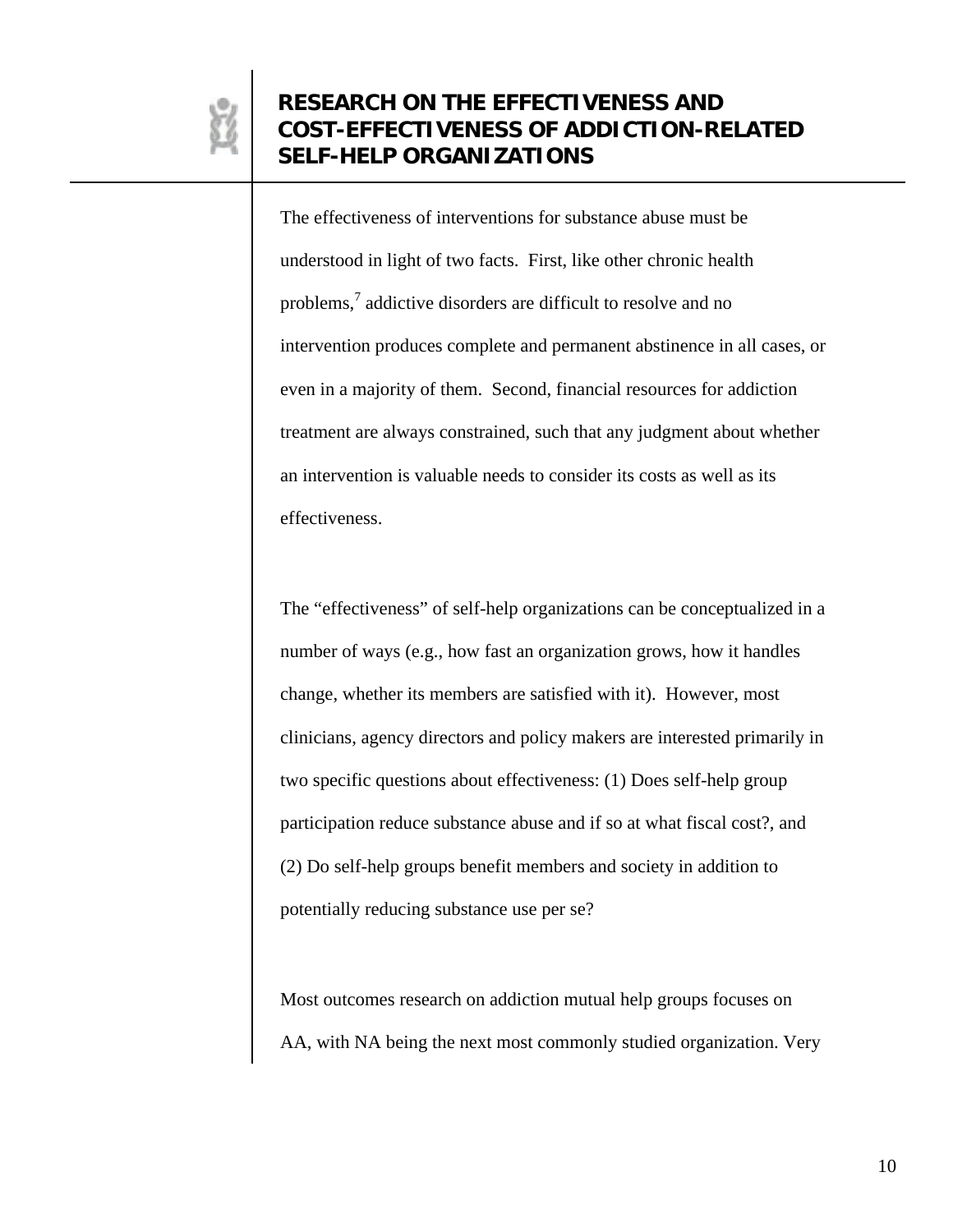# RESEARCH ON THE EFFECTIVENESS AND COST-EFFECTIVENESS OF ADDICTION-RELATED SELF-HELP ORGANIZATIONS

The effectiveness of interventions for substance abuse must be understood in light of two facts. First, like other chronic health problems,[7] addictive disorders are difficult to resolve and no intervention produces complete and permanent abstinence in all cases, or even in a majority of them. Second, financial resources for addiction treatment are always constrained, such that any judgment about whether an intervention is valuable needs to consider its costs as well as its effectiveness.

The "effectiveness" of self-help organizations can be conceptualized in a number of ways (e.g., how fast an organization grows, how it handles change, whether its members are satisfied with it). However, most clinicians, agency directors and policy makers are interested primarily in two specific questions about effectiveness: (1) Does self-help group participation reduce substance abuse and if so at what fiscal cost?, and (2) Do self-help groups benefit members and society in addition to potentially reducing substance use per se?

Most outcomes research on addiction mutual help groups focuses on AA, with NA being the next most commonly studied organization. Very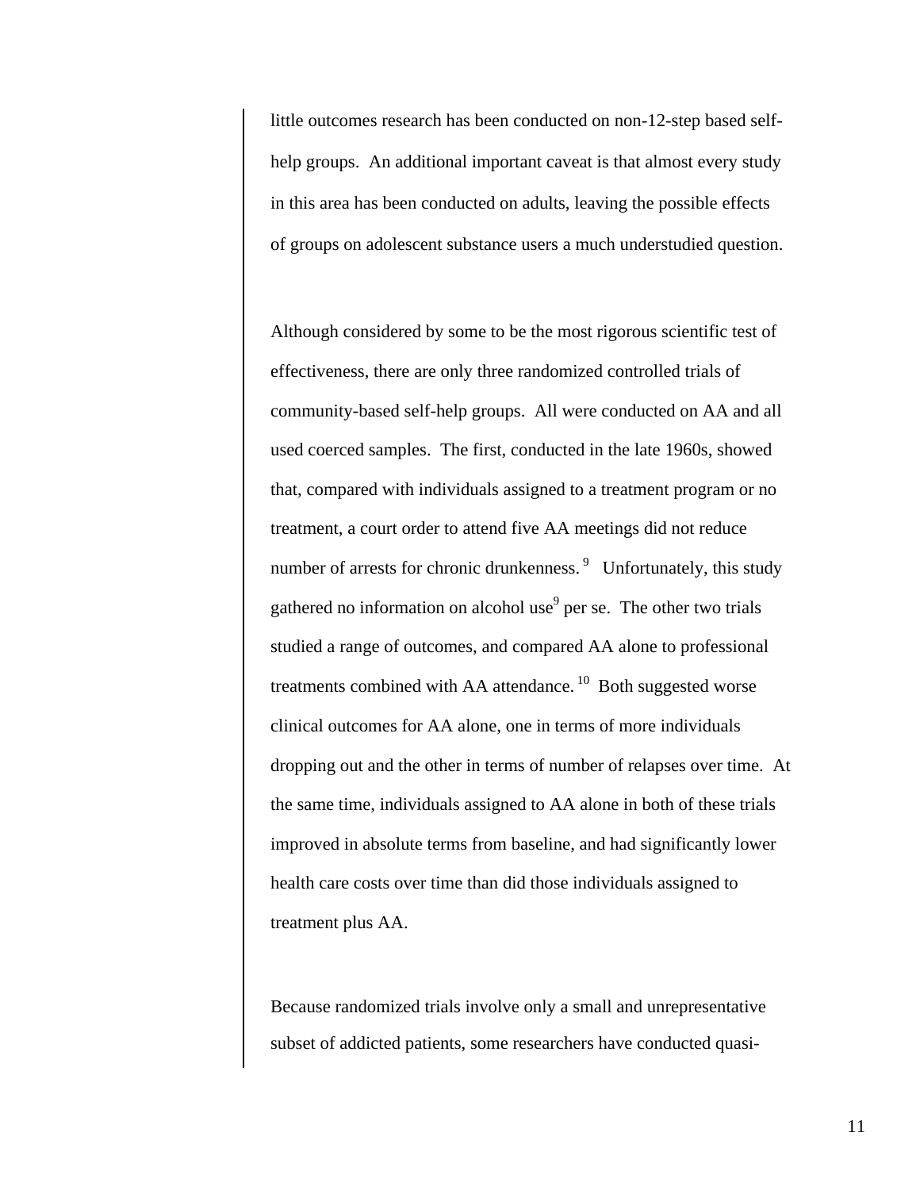little outcomes research has been conducted on non-12-step based self-help groups. An additional important caveat is that almost every study in this area has been conducted on adults, leaving the possible effects of groups on adolescent substance users a much understudied question.

Although considered by some to be the most rigorous scientific test of effectiveness, there are only three randomized controlled trials of community-based self-help groups. All were conducted on AA and all used coerced samples. The first, conducted in the late 1960s, showed that, compared with individuals assigned to a treatment program or no treatment, a court order to attend five AA meetings did not reduce number of arrests for chronic drunkenness.[9] Unfortunately, this study gathered no information on alcohol use[9] per se. The other two trials studied a range of outcomes, and compared AA alone to professional treatments combined with AA attendance.[10] Both suggested worse clinical outcomes for AA alone, one in terms of more individuals dropping out and the other in terms of number of relapses over time. At the same time, individuals assigned to AA alone in both of these trials improved in absolute terms from baseline, and had significantly lower health care costs over time than did those individuals assigned to treatment plus AA.

Because randomized trials involve only a small and unrepresentative subset of addicted patients, some researchers have conducted quasi-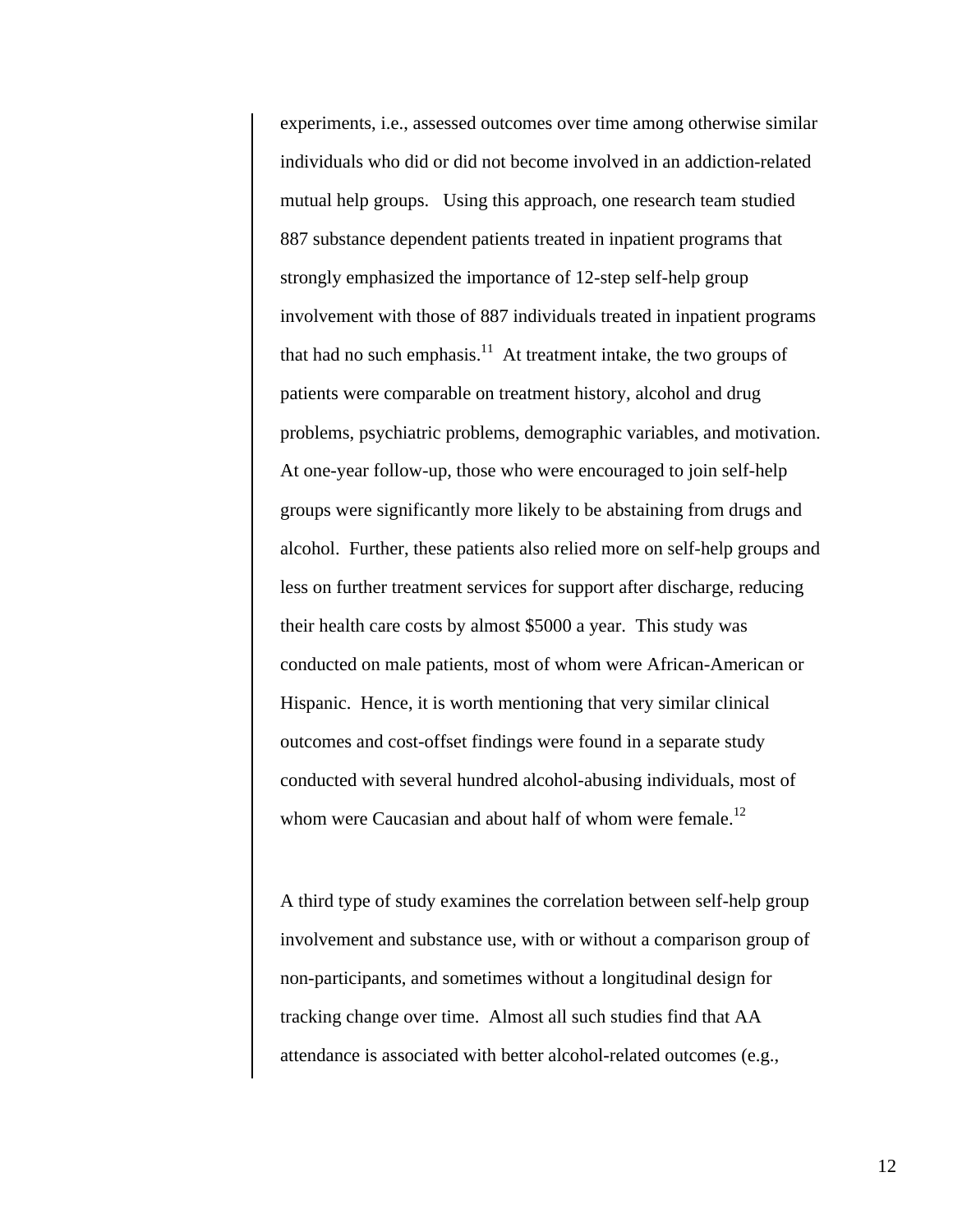experiments, i.e., assessed outcomes over time among otherwise similar individuals who did or did not become involved in an addiction-related mutual help groups. Using this approach, one research team studied 887 substance dependent patients treated in inpatient programs that strongly emphasized the importance of 12-step self-help group involvement with those of 887 individuals treated in inpatient programs that had no such emphasis.[11] At treatment intake, the two groups of patients were comparable on treatment history, alcohol and drug problems, psychiatric problems, demographic variables, and motivation. At one-year follow-up, those who were encouraged to join self-help groups were significantly more likely to be abstaining from drugs and alcohol. Further, these patients also relied more on self-help groups and less on further treatment services for support after discharge, reducing their health care costs by almost $5000 a year. This study was conducted on male patients, most of whom were African-American or Hispanic. Hence, it is worth mentioning that very similar clinical outcomes and cost-offset findings were found in a separate study conducted with several hundred alcohol-abusing individuals, most of whom were Caucasian and about half of whom were female.[12]

A third type of study examines the correlation between self-help group involvement and substance use, with or without a comparison group of non-participants, and sometimes without a longitudinal design for tracking change over time. Almost all such studies find that AA attendance is associated with better alcohol-related outcomes (e.g.,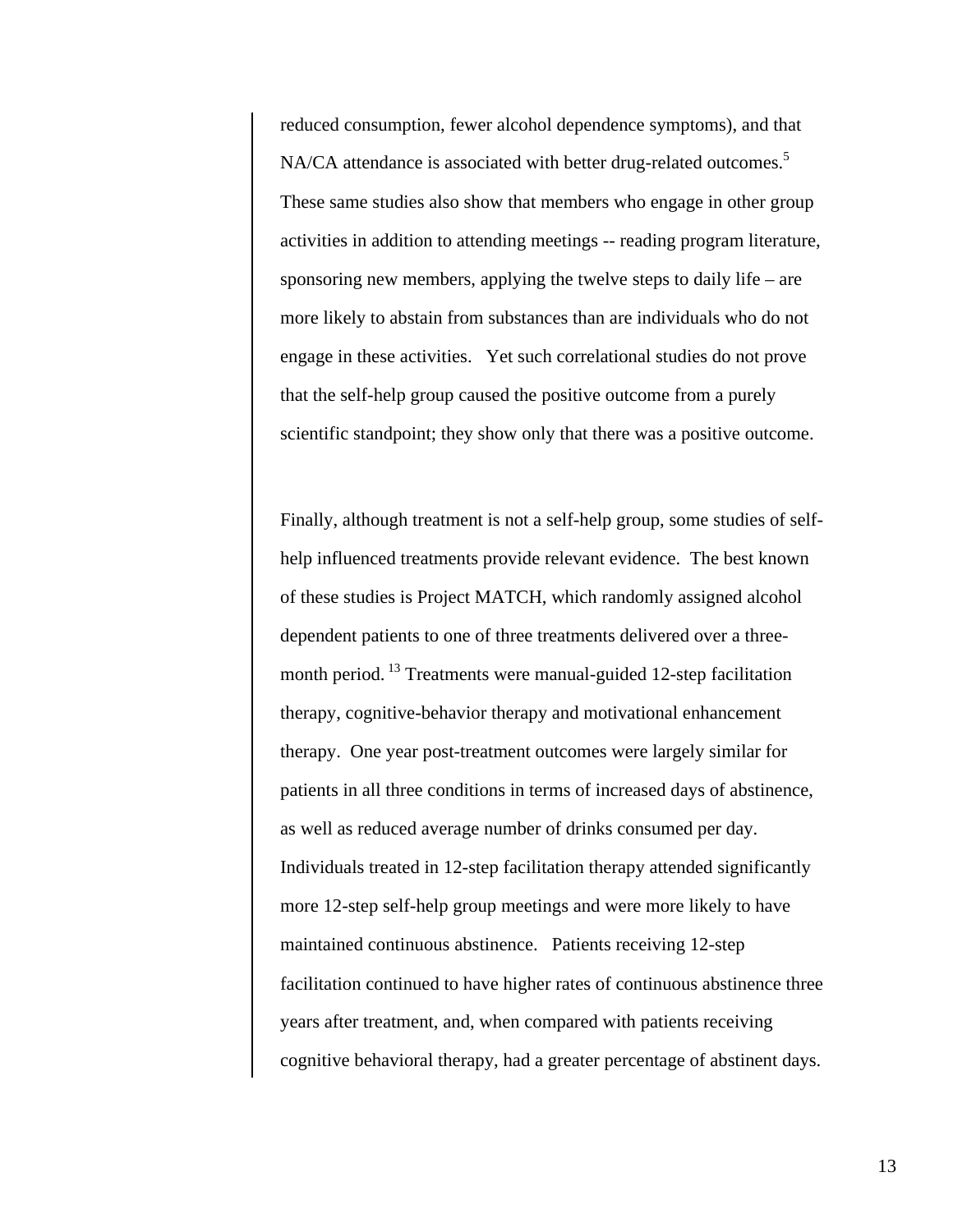reduced consumption, fewer alcohol dependence symptoms), and that NA/CA attendance is associated with better drug-related outcomes.[5] These same studies also show that members who engage in other group activities in addition to attending meetings -- reading program literature, sponsoring new members, applying the twelve steps to daily life – are more likely to abstain from substances than are individuals who do not engage in these activities. Yet such correlational studies do not prove that the self-help group caused the positive outcome from a purely scientific standpoint; they show only that there was a positive outcome.

Finally, although treatment is not a self-help group, some studies of self-help influenced treatments provide relevant evidence. The best known of these studies is Project MATCH, which randomly assigned alcohol dependent patients to one of three treatments delivered over a three-month period.[13] Treatments were manual-guided 12-step facilitation therapy, cognitive-behavior therapy and motivational enhancement therapy. One year post-treatment outcomes were largely similar for patients in all three conditions in terms of increased days of abstinence, as well as reduced average number of drinks consumed per day. Individuals treated in 12-step facilitation therapy attended significantly more 12-step self-help group meetings and were more likely to have maintained continuous abstinence. Patients receiving 12-step facilitation continued to have higher rates of continuous abstinence three years after treatment, and, when compared with patients receiving cognitive behavioral therapy, had a greater percentage of abstinent days.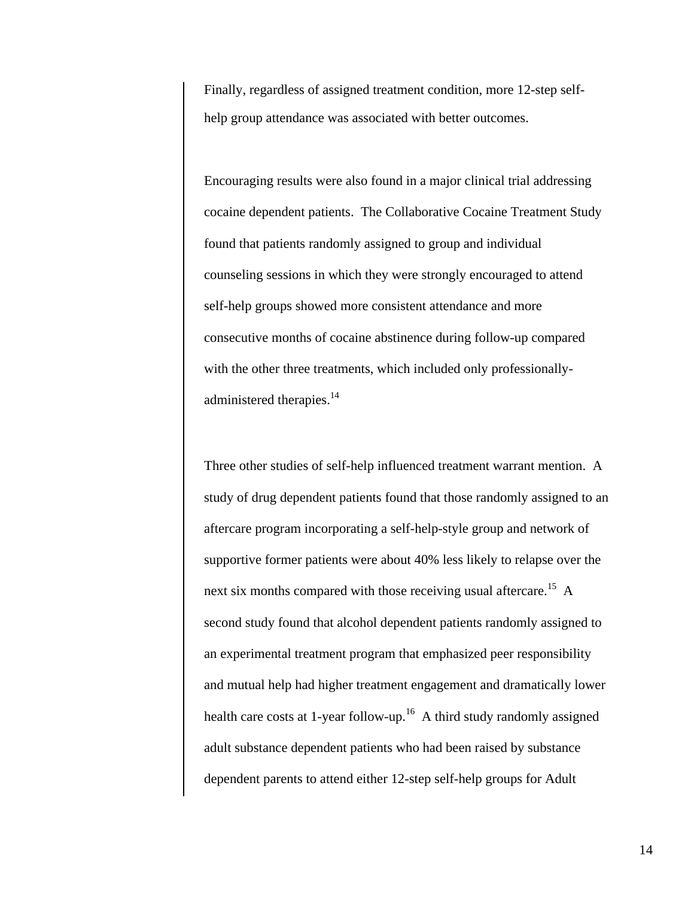Finally, regardless of assigned treatment condition, more 12-step self-help group attendance was associated with better outcomes.

Encouraging results were also found in a major clinical trial addressing cocaine dependent patients. The Collaborative Cocaine Treatment Study found that patients randomly assigned to group and individual counseling sessions in which they were strongly encouraged to attend self-help groups showed more consistent attendance and more consecutive months of cocaine abstinence during follow-up compared with the other three treatments, which included only professionally-administered therapies.[14]

Three other studies of self-help influenced treatment warrant mention. A study of drug dependent patients found that those randomly assigned to an aftercare program incorporating a self-help-style group and network of supportive former patients were about 40% less likely to relapse over the next six months compared with those receiving usual aftercare.[15] A second study found that alcohol dependent patients randomly assigned to an experimental treatment program that emphasized peer responsibility and mutual help had higher treatment engagement and dramatically lower health care costs at 1-year follow-up.[16] A third study randomly assigned adult substance dependent patients who had been raised by substance dependent parents to attend either 12-step self-help groups for Adult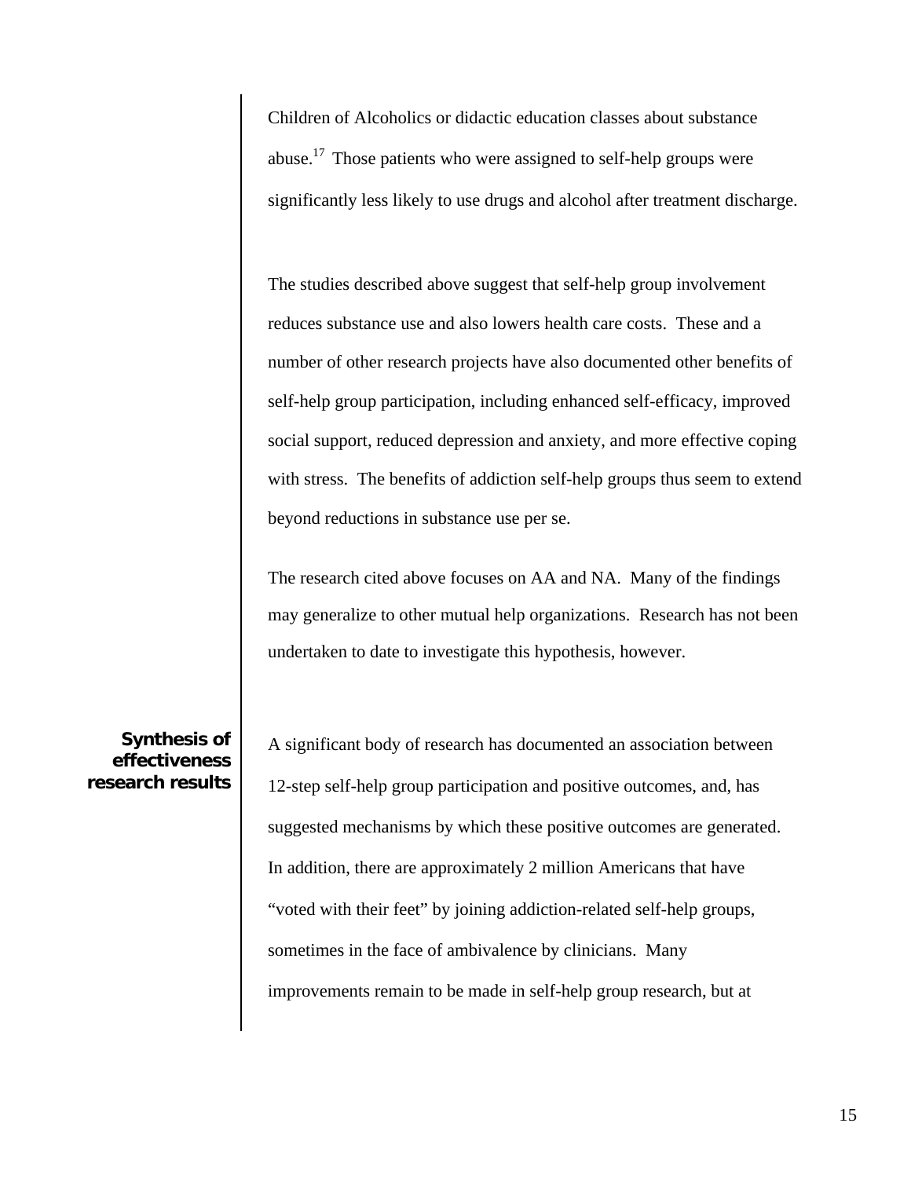Children of Alcoholics or didactic education classes about substance abuse.[17] Those patients who were assigned to self-help groups were significantly less likely to use drugs and alcohol after treatment discharge.

The studies described above suggest that self-help group involvement reduces substance use and also lowers health care costs. These and a number of other research projects have also documented other benefits of self-help group participation, including enhanced self-efficacy, improved social support, reduced depression and anxiety, and more effective coping with stress. The benefits of addiction self-help groups thus seem to extend beyond reductions in substance use per se.

The research cited above focuses on AA and NA. Many of the findings may generalize to other mutual help organizations. Research has not been undertaken to date to investigate this hypothesis, however.

### Synthesis of effectiveness research results

A significant body of research has documented an association between 12-step self-help group participation and positive outcomes, and, has suggested mechanisms by which these positive outcomes are generated. In addition, there are approximately 2 million Americans that have "voted with their feet" by joining addiction-related self-help groups, sometimes in the face of ambivalence by clinicians. Many improvements remain to be made in self-help group research, but at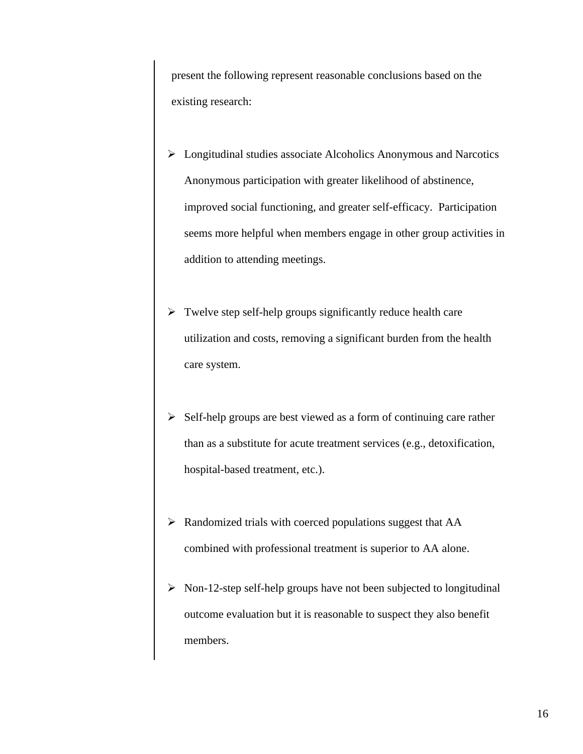present the following represent reasonable conclusions based on the existing research:

- Longitudinal studies associate Alcoholics Anonymous and Narcotics Anonymous participation with greater likelihood of abstinence, improved social functioning, and greater self-efficacy. Participation seems more helpful when members engage in other group activities in addition to attending meetings.

- Twelve step self-help groups significantly reduce health care utilization and costs, removing a significant burden from the health care system.

- Self-help groups are best viewed as a form of continuing care rather than as a substitute for acute treatment services (e.g., detoxification, hospital-based treatment, etc.).

- Randomized trials with coerced populations suggest that AA combined with professional treatment is superior to AA alone.

- Non-12-step self-help groups have not been subjected to longitudinal outcome evaluation but it is reasonable to suspect they also benefit members.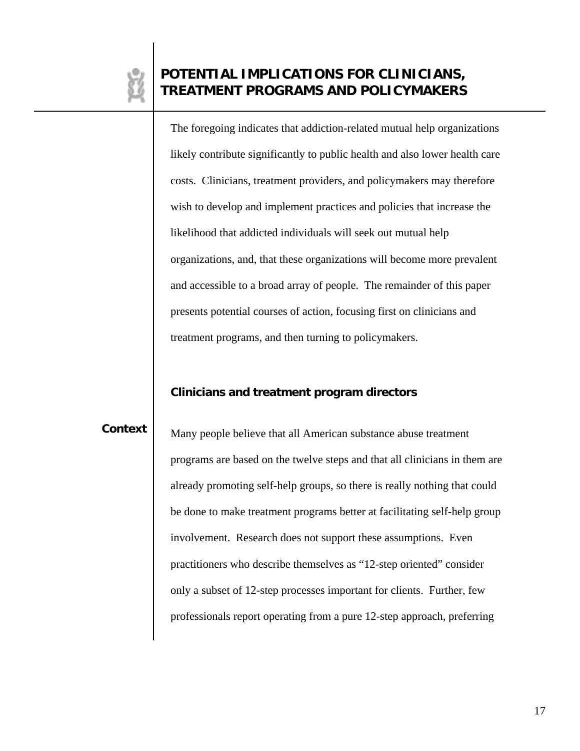## POTENTIAL IMPLICATIONS FOR CLINICIANS, TREATMENT PROGRAMS AND POLICYMAKERS

The foregoing indicates that addiction-related mutual help organizations likely contribute significantly to public health and also lower health care costs. Clinicians, treatment providers, and policymakers may therefore wish to develop and implement practices and policies that increase the likelihood that addicted individuals will seek out mutual help organizations, and, that these organizations will become more prevalent and accessible to a broad array of people. The remainder of this paper presents potential courses of action, focusing first on clinicians and treatment programs, and then turning to policymakers.

### Clinicians and treatment program directors

**Context**

Many people believe that all American substance abuse treatment programs are based on the twelve steps and that all clinicians in them are already promoting self-help groups, so there is really nothing that could be done to make treatment programs better at facilitating self-help group involvement. Research does not support these assumptions. Even practitioners who describe themselves as "12-step oriented" consider only a subset of 12-step processes important for clients. Further, few professionals report operating from a pure 12-step approach, preferring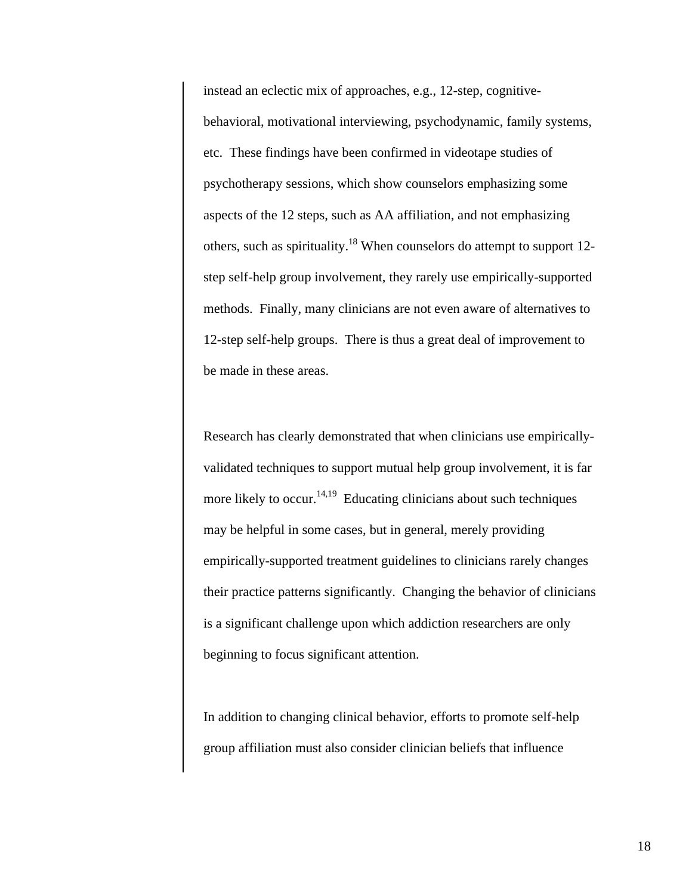instead an eclectic mix of approaches, e.g., 12-step, cognitive-behavioral, motivational interviewing, psychodynamic, family systems, etc. These findings have been confirmed in videotape studies of psychotherapy sessions, which show counselors emphasizing some aspects of the 12 steps, such as AA affiliation, and not emphasizing others, such as spirituality.[18] When counselors do attempt to support 12-step self-help group involvement, they rarely use empirically-supported methods. Finally, many clinicians are not even aware of alternatives to 12-step self-help groups. There is thus a great deal of improvement to be made in these areas.

Research has clearly demonstrated that when clinicians use empirically-validated techniques to support mutual help group involvement, it is far more likely to occur.[14,19] Educating clinicians about such techniques may be helpful in some cases, but in general, merely providing empirically-supported treatment guidelines to clinicians rarely changes their practice patterns significantly. Changing the behavior of clinicians is a significant challenge upon which addiction researchers are only beginning to focus significant attention.

In addition to changing clinical behavior, efforts to promote self-help group affiliation must also consider clinician beliefs that influence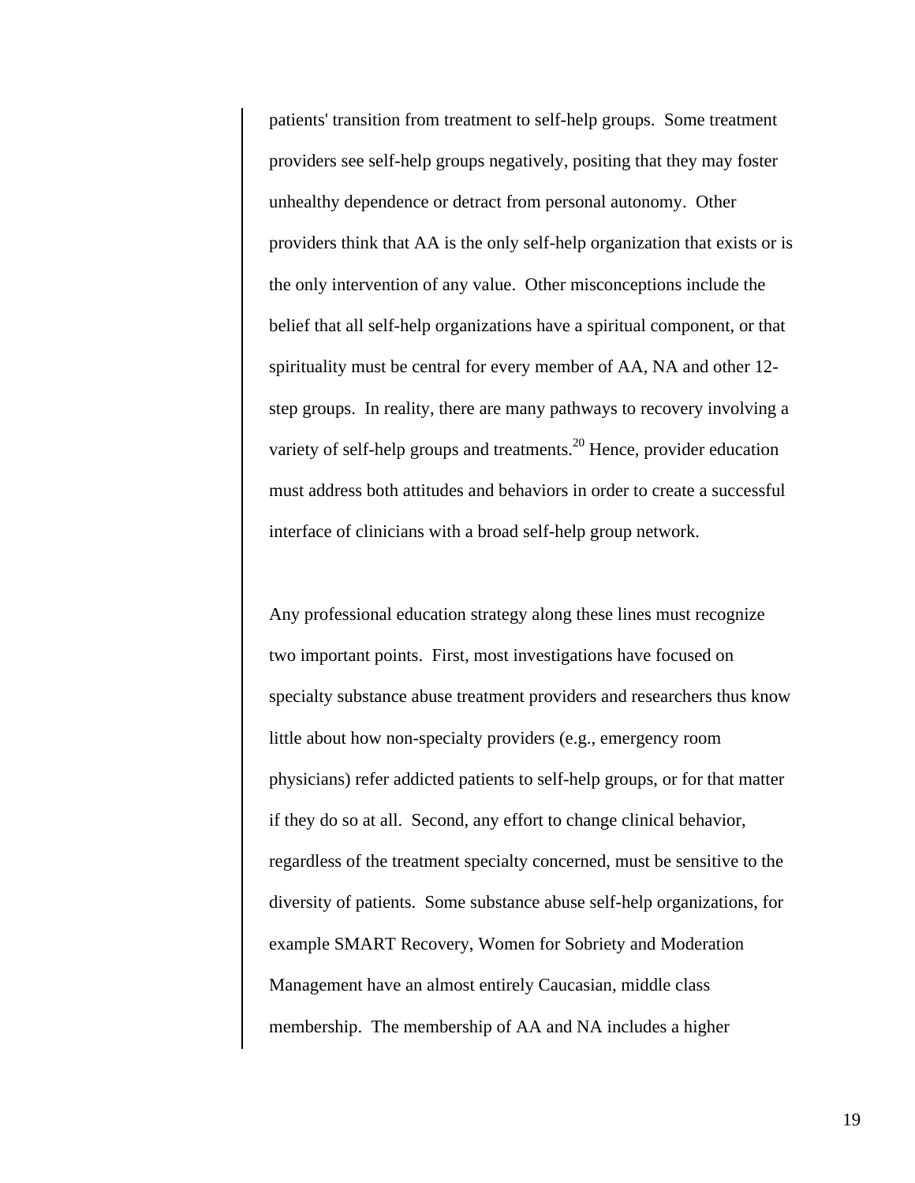patients' transition from treatment to self-help groups. Some treatment providers see self-help groups negatively, positing that they may foster unhealthy dependence or detract from personal autonomy. Other providers think that AA is the only self-help organization that exists or is the only intervention of any value. Other misconceptions include the belief that all self-help organizations have a spiritual component, or that spirituality must be central for every member of AA, NA and other 12-step groups. In reality, there are many pathways to recovery involving a variety of self-help groups and treatments.[20] Hence, provider education must address both attitudes and behaviors in order to create a successful interface of clinicians with a broad self-help group network.

Any professional education strategy along these lines must recognize two important points. First, most investigations have focused on specialty substance abuse treatment providers and researchers thus know little about how non-specialty providers (e.g., emergency room physicians) refer addicted patients to self-help groups, or for that matter if they do so at all. Second, any effort to change clinical behavior, regardless of the treatment specialty concerned, must be sensitive to the diversity of patients. Some substance abuse self-help organizations, for example SMART Recovery, Women for Sobriety and Moderation Management have an almost entirely Caucasian, middle class membership. The membership of AA and NA includes a higher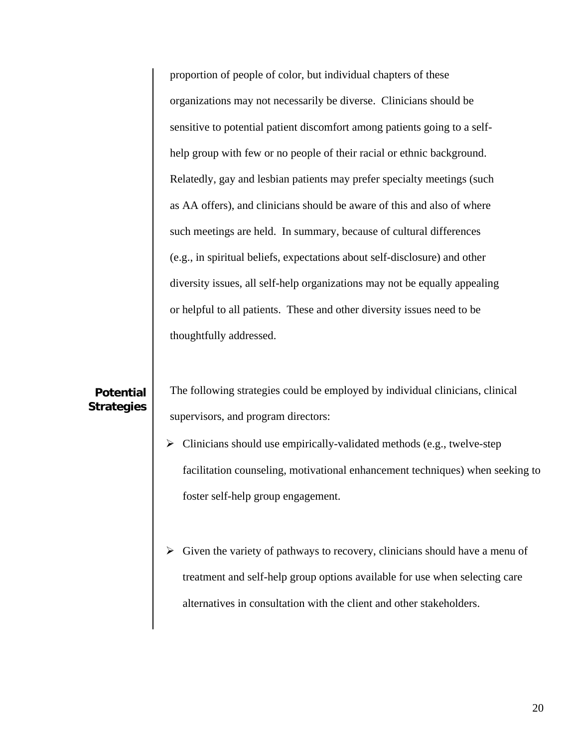proportion of people of color, but individual chapters of these organizations may not necessarily be diverse. Clinicians should be sensitive to potential patient discomfort among patients going to a self-help group with few or no people of their racial or ethnic background. Relatedly, gay and lesbian patients may prefer specialty meetings (such as AA offers), and clinicians should be aware of this and also of where such meetings are held. In summary, because of cultural differences (e.g., in spiritual beliefs, expectations about self-disclosure) and other diversity issues, all self-help organizations may not be equally appealing or helpful to all patients. These and other diversity issues need to be thoughtfully addressed.

**Potential Strategies**

The following strategies could be employed by individual clinicians, clinical supervisors, and program directors:

- Clinicians should use empirically-validated methods (e.g., twelve-step facilitation counseling, motivational enhancement techniques) when seeking to foster self-help group engagement.

- Given the variety of pathways to recovery, clinicians should have a menu of treatment and self-help group options available for use when selecting care alternatives in consultation with the client and other stakeholders.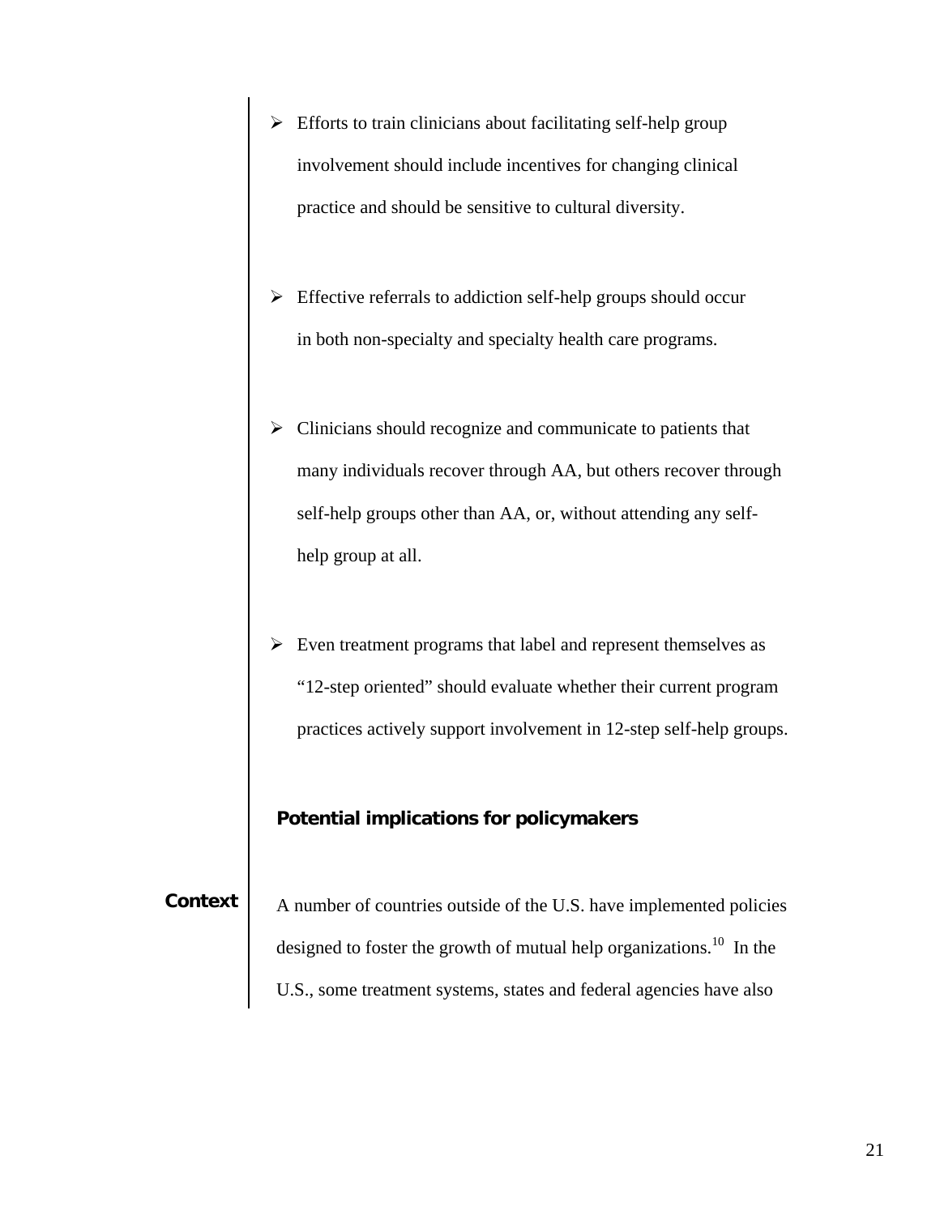- Efforts to train clinicians about facilitating self-help group involvement should include incentives for changing clinical practice and should be sensitive to cultural diversity.

- Effective referrals to addiction self-help groups should occur in both non-specialty and specialty health care programs.

- Clinicians should recognize and communicate to patients that many individuals recover through AA, but others recover through self-help groups other than AA, or, without attending any self-help group at all.

- Even treatment programs that label and represent themselves as "12-step oriented" should evaluate whether their current program practices actively support involvement in 12-step self-help groups.

### Potential implications for policymakers

**Context**

A number of countries outside of the U.S. have implemented policies designed to foster the growth of mutual help organizations.[10] In the U.S., some treatment systems, states and federal agencies have also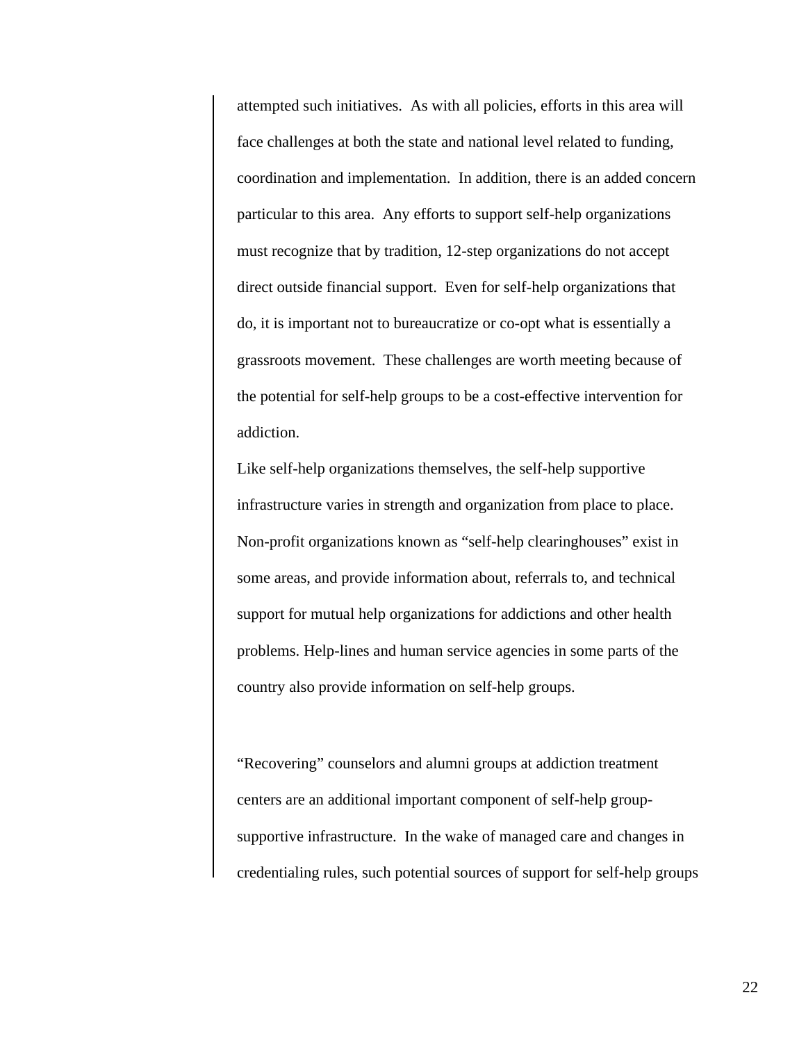attempted such initiatives. As with all policies, efforts in this area will face challenges at both the state and national level related to funding, coordination and implementation. In addition, there is an added concern particular to this area. Any efforts to support self-help organizations must recognize that by tradition, 12-step organizations do not accept direct outside financial support. Even for self-help organizations that do, it is important not to bureaucratize or co-opt what is essentially a grassroots movement. These challenges are worth meeting because of the potential for self-help groups to be a cost-effective intervention for addiction.

Like self-help organizations themselves, the self-help supportive infrastructure varies in strength and organization from place to place. Non-profit organizations known as "self-help clearinghouses" exist in some areas, and provide information about, referrals to, and technical support for mutual help organizations for addictions and other health problems. Help-lines and human service agencies in some parts of the country also provide information on self-help groups.

"Recovering" counselors and alumni groups at addiction treatment centers are an additional important component of self-help group-supportive infrastructure. In the wake of managed care and changes in credentialing rules, such potential sources of support for self-help groups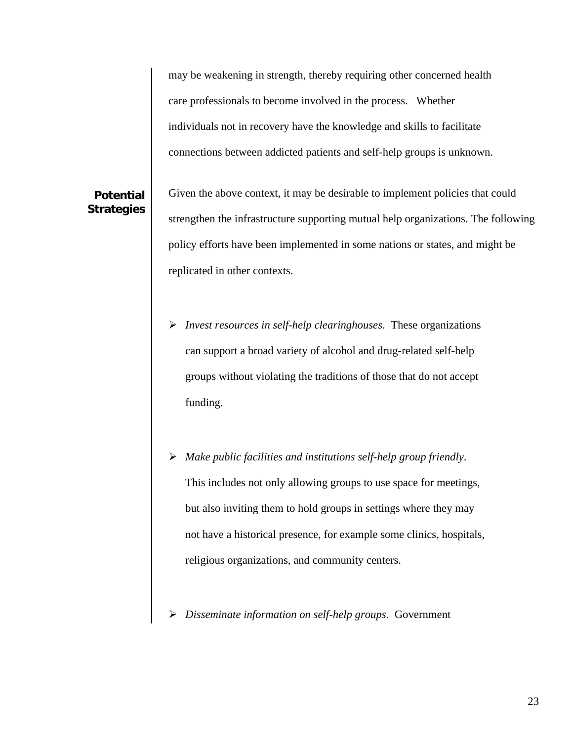may be weakening in strength, thereby requiring other concerned health care professionals to become involved in the process. Whether individuals not in recovery have the knowledge and skills to facilitate connections between addicted patients and self-help groups is unknown.

**Potential Strategies**

Given the above context, it may be desirable to implement policies that could strengthen the infrastructure supporting mutual help organizations. The following policy efforts have been implemented in some nations or states, and might be replicated in other contexts.

- *Invest resources in self-help clearinghouses*. These organizations can support a broad variety of alcohol and drug-related self-help groups without violating the traditions of those that do not accept funding.

- *Make public facilities and institutions self-help group friendly*. This includes not only allowing groups to use space for meetings, but also inviting them to hold groups in settings where they may not have a historical presence, for example some clinics, hospitals, religious organizations, and community centers.

- *Disseminate information on self-help groups*. Government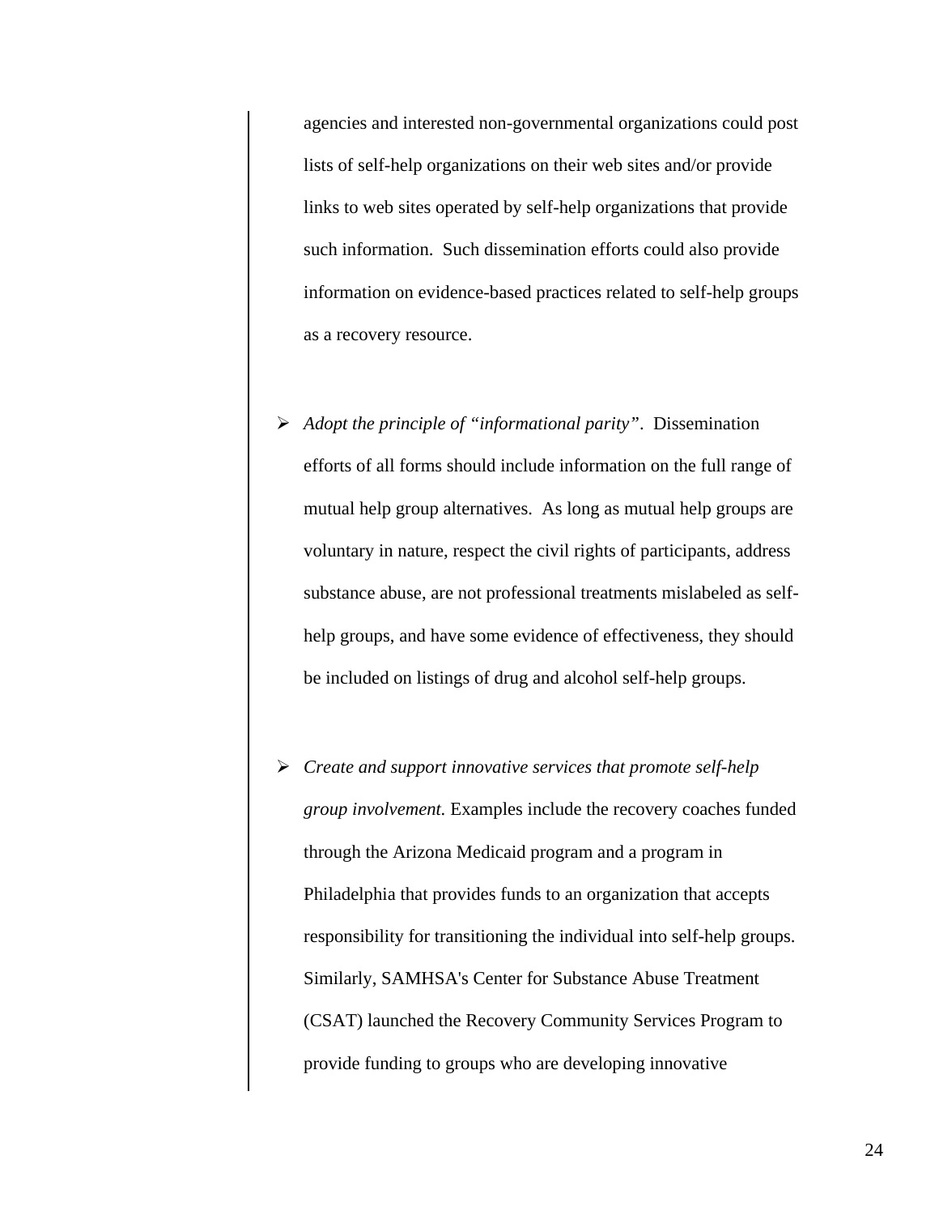agencies and interested non-governmental organizations could post lists of self-help organizations on their web sites and/or provide links to web sites operated by self-help organizations that provide such information. Such dissemination efforts could also provide information on evidence-based practices related to self-help groups as a recovery resource.

- *Adopt the principle of "informational parity"*. Dissemination efforts of all forms should include information on the full range of mutual help group alternatives. As long as mutual help groups are voluntary in nature, respect the civil rights of participants, address substance abuse, are not professional treatments mislabeled as self-help groups, and have some evidence of effectiveness, they should be included on listings of drug and alcohol self-help groups.

- *Create and support innovative services that promote self-help group involvement.* Examples include the recovery coaches funded through the Arizona Medicaid program and a program in Philadelphia that provides funds to an organization that accepts responsibility for transitioning the individual into self-help groups. Similarly, SAMHSA's Center for Substance Abuse Treatment (CSAT) launched the Recovery Community Services Program to provide funding to groups who are developing innovative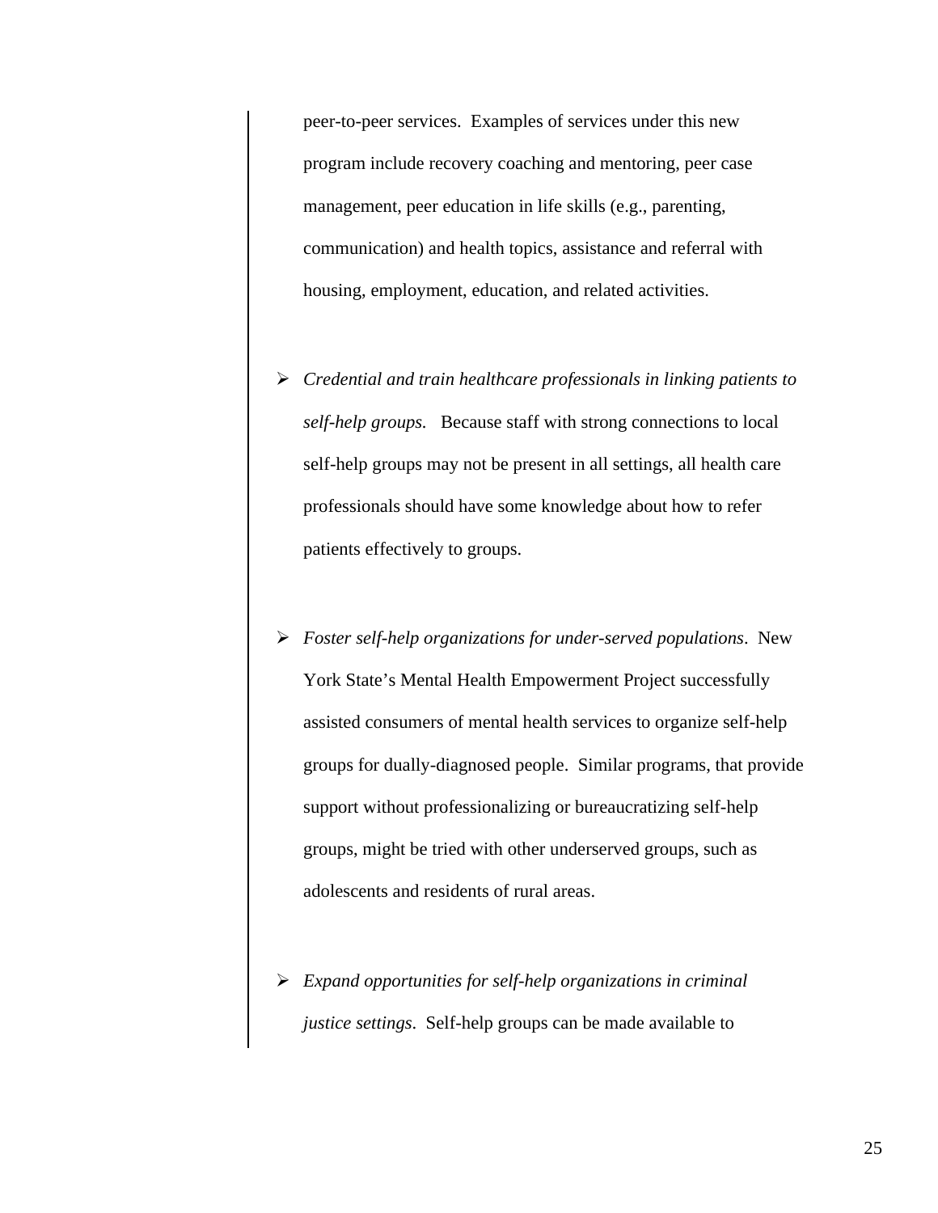peer-to-peer services. Examples of services under this new program include recovery coaching and mentoring, peer case management, peer education in life skills (e.g., parenting, communication) and health topics, assistance and referral with housing, employment, education, and related activities.

- *Credential and train healthcare professionals in linking patients to self-help groups.* Because staff with strong connections to local self-help groups may not be present in all settings, all health care professionals should have some knowledge about how to refer patients effectively to groups.

- *Foster self-help organizations for under-served populations*. New York State's Mental Health Empowerment Project successfully assisted consumers of mental health services to organize self-help groups for dually-diagnosed people. Similar programs, that provide support without professionalizing or bureaucratizing self-help groups, might be tried with other underserved groups, such as adolescents and residents of rural areas.

- *Expand opportunities for self-help organizations in criminal justice settings*. Self-help groups can be made available to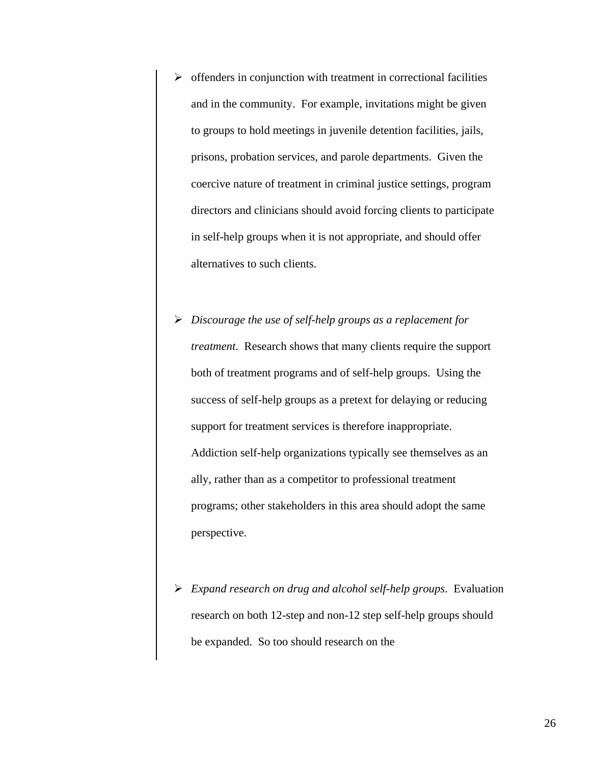- offenders in conjunction with treatment in correctional facilities and in the community. For example, invitations might be given to groups to hold meetings in juvenile detention facilities, jails, prisons, probation services, and parole departments. Given the coercive nature of treatment in criminal justice settings, program directors and clinicians should avoid forcing clients to participate in self-help groups when it is not appropriate, and should offer alternatives to such clients.

- *Discourage the use of self-help groups as a replacement for treatment*. Research shows that many clients require the support both of treatment programs and of self-help groups. Using the success of self-help groups as a pretext for delaying or reducing support for treatment services is therefore inappropriate. Addiction self-help organizations typically see themselves as an ally, rather than as a competitor to professional treatment programs; other stakeholders in this area should adopt the same perspective.

- *Expand research on drug and alcohol self-help groups*. Evaluation research on both 12-step and non-12 step self-help groups should be expanded. So too should research on the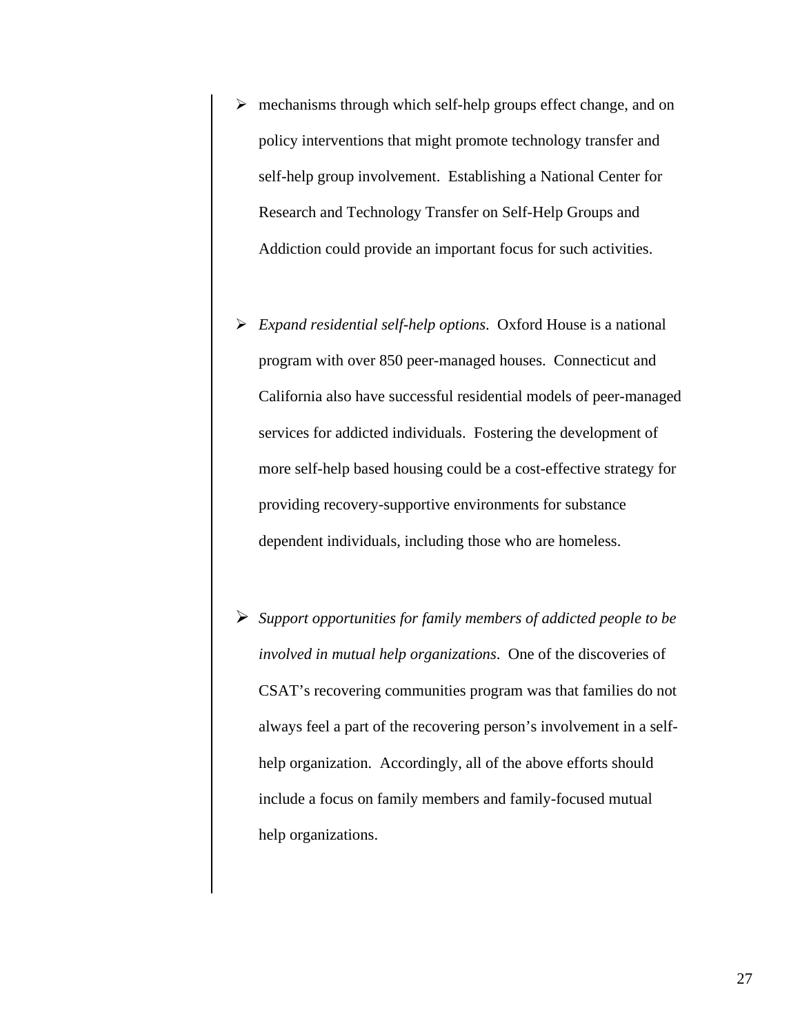- mechanisms through which self-help groups effect change, and on policy interventions that might promote technology transfer and self-help group involvement. Establishing a National Center for Research and Technology Transfer on Self-Help Groups and Addiction could provide an important focus for such activities.

- *Expand residential self-help options*. Oxford House is a national program with over 850 peer-managed houses. Connecticut and California also have successful residential models of peer-managed services for addicted individuals. Fostering the development of more self-help based housing could be a cost-effective strategy for providing recovery-supportive environments for substance dependent individuals, including those who are homeless.

- *Support opportunities for family members of addicted people to be involved in mutual help organizations*. One of the discoveries of CSAT's recovering communities program was that families do not always feel a part of the recovering person's involvement in a self-help organization. Accordingly, all of the above efforts should include a focus on family members and family-focused mutual help organizations.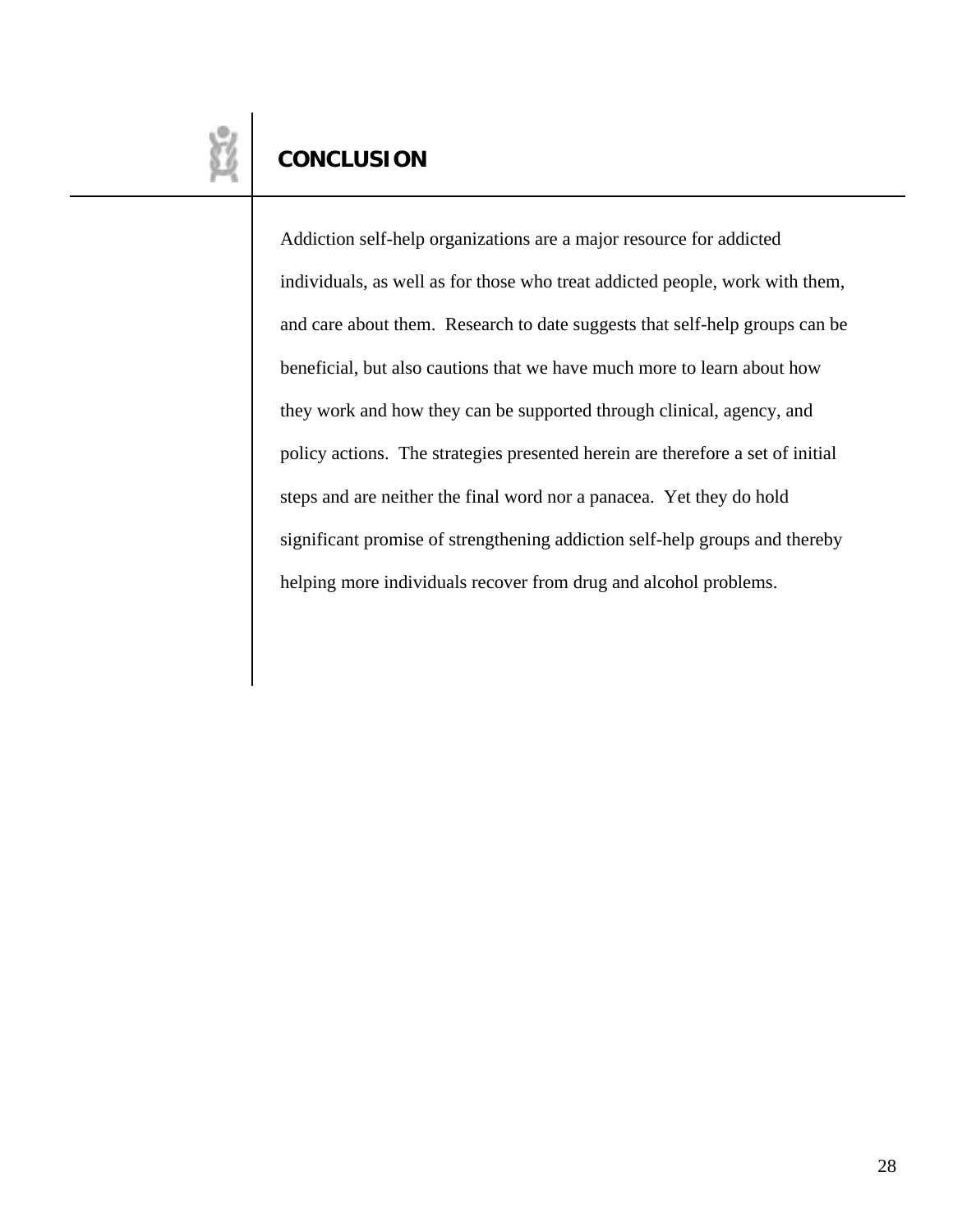## CONCLUSION

Addiction self-help organizations are a major resource for addicted individuals, as well as for those who treat addicted people, work with them, and care about them. Research to date suggests that self-help groups can be beneficial, but also cautions that we have much more to learn about how they work and how they can be supported through clinical, agency, and policy actions. The strategies presented herein are therefore a set of initial steps and are neither the final word nor a panacea. Yet they do hold significant promise of strengthening addiction self-help groups and thereby helping more individuals recover from drug and alcohol problems.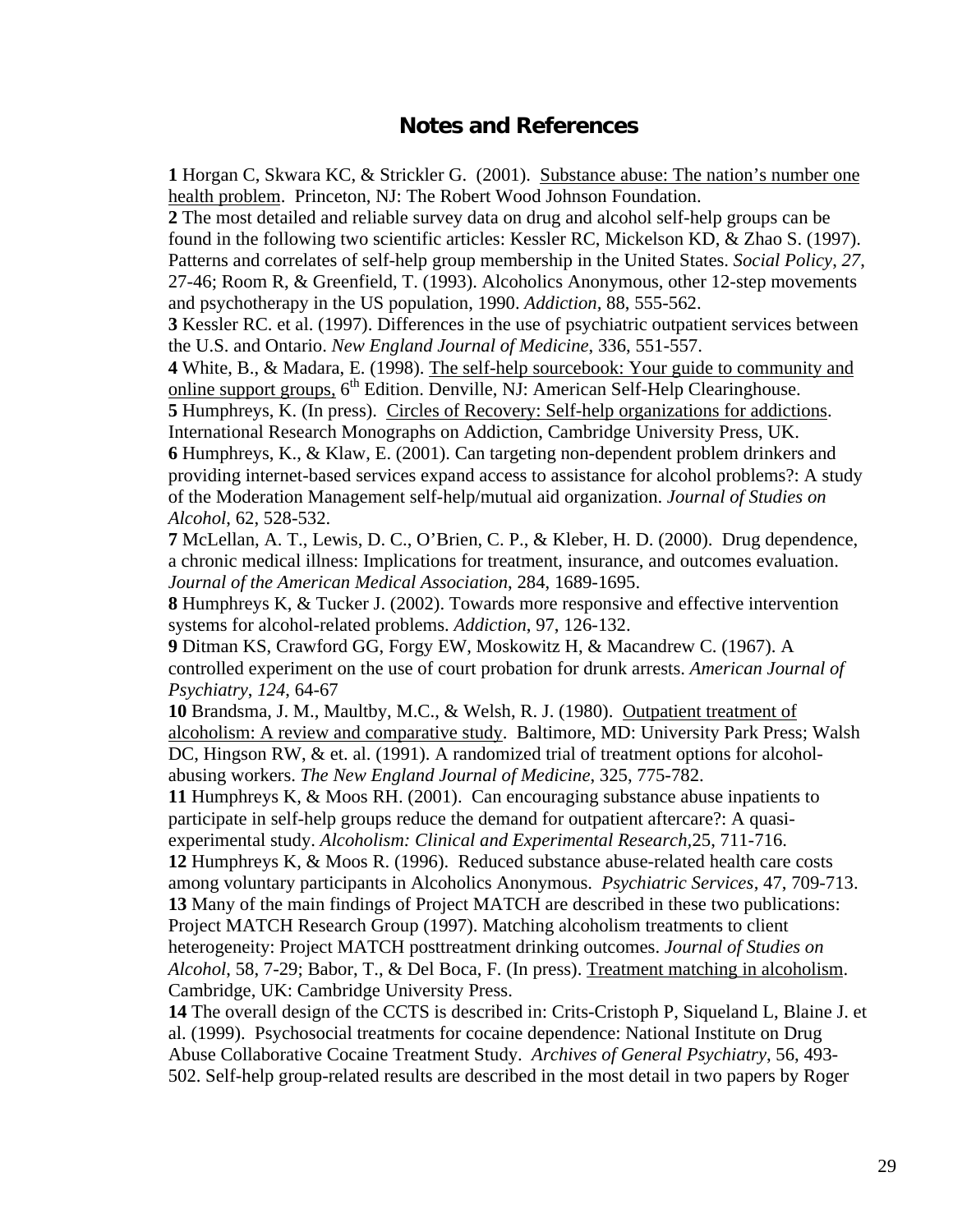## Notes and References

**1** Horgan C, Skwara KC, & Strickler G. (2001). Substance abuse: The nation's number one health problem. Princeton, NJ: The Robert Wood Johnson Foundation.
**2** The most detailed and reliable survey data on drug and alcohol self-help groups can be found in the following two scientific articles: Kessler RC, Mickelson KD, & Zhao S. (1997). Patterns and correlates of self-help group membership in the United States. *Social Policy*, *27*, 27-46; Room R, & Greenfield, T. (1993). Alcoholics Anonymous, other 12-step movements and psychotherapy in the US population, 1990. *Addiction*, 88, 555-562.
**3** Kessler RC. et al. (1997). Differences in the use of psychiatric outpatient services between the U.S. and Ontario. *New England Journal of Medicine*, 336, 551-557.
**4** White, B., & Madara, E. (1998). The self-help sourcebook: Your guide to community and online support groups, 6th Edition. Denville, NJ: American Self-Help Clearinghouse.
**5** Humphreys, K. (In press). Circles of Recovery: Self-help organizations for addictions. International Research Monographs on Addiction, Cambridge University Press, UK.
**6** Humphreys, K., & Klaw, E. (2001). Can targeting non-dependent problem drinkers and providing internet-based services expand access to assistance for alcohol problems?: A study of the Moderation Management self-help/mutual aid organization. *Journal of Studies on Alcohol*, 62, 528-532.
**7** McLellan, A. T., Lewis, D. C., O'Brien, C. P., & Kleber, H. D. (2000). Drug dependence, a chronic medical illness: Implications for treatment, insurance, and outcomes evaluation. *Journal of the American Medical Association*, 284, 1689-1695.
**8** Humphreys K, & Tucker J. (2002). Towards more responsive and effective intervention systems for alcohol-related problems. *Addiction*, 97, 126-132.
**9** Ditman KS, Crawford GG, Forgy EW, Moskowitz H, & Macandrew C. (1967). A controlled experiment on the use of court probation for drunk arrests. *American Journal of Psychiatry*, *124*, 64-67
**10** Brandsma, J. M., Maultby, M.C., & Welsh, R. J. (1980). Outpatient treatment of alcoholism: A review and comparative study. Baltimore, MD: University Park Press; Walsh DC, Hingson RW, & et. al. (1991). A randomized trial of treatment options for alcohol-abusing workers. *The New England Journal of Medicine*, 325, 775-782.
**11** Humphreys K, & Moos RH. (2001). Can encouraging substance abuse inpatients to participate in self-help groups reduce the demand for outpatient aftercare?: A quasi-experimental study. *Alcoholism: Clinical and Experimental Research*,25, 711-716.
**12** Humphreys K, & Moos R. (1996). Reduced substance abuse-related health care costs among voluntary participants in Alcoholics Anonymous. *Psychiatric Services*, 47, 709-713.
**13** Many of the main findings of Project MATCH are described in these two publications: Project MATCH Research Group (1997). Matching alcoholism treatments to client heterogeneity: Project MATCH posttreatment drinking outcomes. *Journal of Studies on Alcohol*, 58, 7-29; Babor, T., & Del Boca, F. (In press). Treatment matching in alcoholism. Cambridge, UK: Cambridge University Press.
**14** The overall design of the CCTS is described in: Crits-Cristoph P, Siqueland L, Blaine J. et al. (1999). Psychosocial treatments for cocaine dependence: National Institute on Drug Abuse Collaborative Cocaine Treatment Study. *Archives of General Psychiatry*, 56, 493-502. Self-help group-related results are described in the most detail in two papers by Roger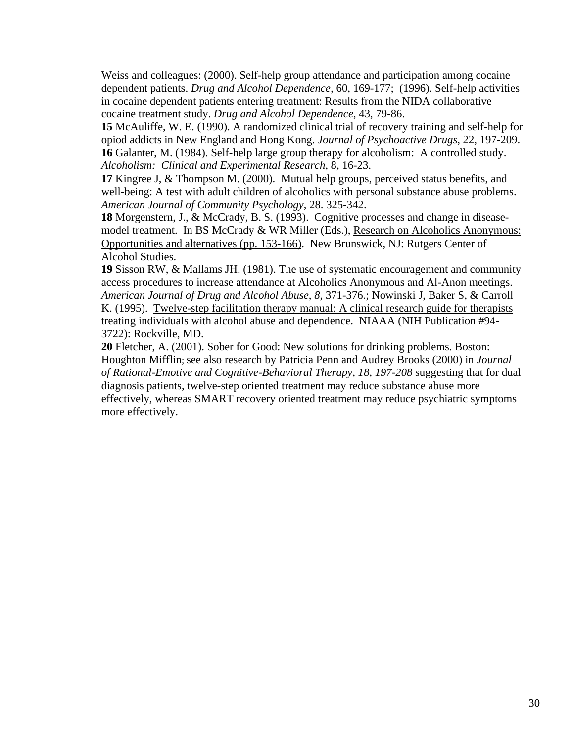Weiss and colleagues: (2000). Self-help group attendance and participation among cocaine dependent patients. *Drug and Alcohol Dependence*, 60, 169-177; (1996). Self-help activities in cocaine dependent patients entering treatment: Results from the NIDA collaborative cocaine treatment study. *Drug and Alcohol Dependence*, 43, 79-86.

**15** McAuliffe, W. E. (1990). A randomized clinical trial of recovery training and self-help for opiod addicts in New England and Hong Kong. *Journal of Psychoactive Drugs*, 22, 197-209.

**16** Galanter, M. (1984). Self-help large group therapy for alcoholism: A controlled study. *Alcoholism: Clinical and Experimental Research*, 8, 16-23.

**17** Kingree J, & Thompson M. (2000). Mutual help groups, perceived status benefits, and well-being: A test with adult children of alcoholics with personal substance abuse problems. *American Journal of Community Psychology*, 28. 325-342.

**18** Morgenstern, J., & McCrady, B. S. (1993). Cognitive processes and change in disease-model treatment. In BS McCrady & WR Miller (Eds.), <u>Research on Alcoholics Anonymous: Opportunities and alternatives (pp. 153-166)</u>. New Brunswick, NJ: Rutgers Center of Alcohol Studies.

**19** Sisson RW, & Mallams JH. (1981). The use of systematic encouragement and community access procedures to increase attendance at Alcoholics Anonymous and Al-Anon meetings. *American Journal of Drug and Alcohol Abuse*, *8*, 371-376.; Nowinski J, Baker S, & Carroll K. (1995). <u>Twelve-step facilitation therapy manual: A clinical research guide for therapists treating individuals with alcohol abuse and dependence</u>. NIAAA (NIH Publication #94-3722): Rockville, MD.

**20** Fletcher, A. (2001). <u>Sober for Good: New solutions for drinking problems</u>. Boston: Houghton Mifflin; see also research by Patricia Penn and Audrey Brooks (2000) in *Journal of Rational-Emotive and Cognitive-Behavioral Therapy, 18, 197-208* suggesting that for dual diagnosis patients, twelve-step oriented treatment may reduce substance abuse more effectively, whereas SMART recovery oriented treatment may reduce psychiatric symptoms more effectively.